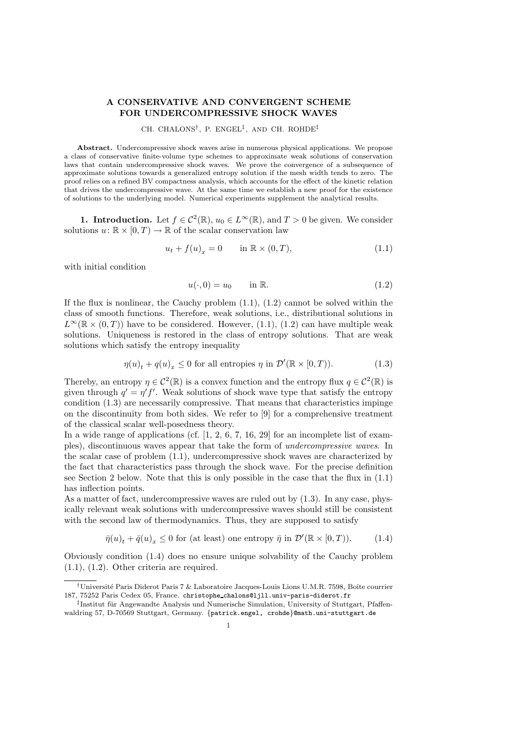# A CONSERVATIVE AND CONVERGENT SCHEME FOR UNDERCOMPRESSIVE SHOCK WAVES

CH. CHALONS[†], P. ENGEL[‡], AND CH. ROHDE[‡]

**Abstract.** Undercompressive shock waves arise in numerous physical applications. We propose a class of conservative finite-volume type schemes to approximate weak solutions of conservation laws that contain undercompressive shock waves. We prove the convergence of a subsequence of approximate solutions towards a generalized entropy solution if the mesh width tends to zero. The proof relies on a refined BV compactness analysis, which accounts for the effect of the kinetic relation that drives the undercompressive wave. At the same time we establish a new proof for the existence of solutions to the underlying model. Numerical experiments supplement the analytical results.

**1. Introduction.** Let $f \in \mathcal{C}^2(\mathbb{R})$, $u_0 \in L^\infty(\mathbb{R})$, and $T > 0$ be given. We consider solutions $u\colon \mathbb{R} \times [0,T) \to \mathbb{R}$ of the scalar conservation law

$$u_t + f(u)_x = 0 \qquad \text{in } \mathbb{R} \times (0,T), \tag{1.1}$$

with initial condition

$$u(\cdot, 0) = u_0 \qquad \text{in } \mathbb{R}. \tag{1.2}$$

If the flux is nonlinear, the Cauchy problem (1.1), (1.2) cannot be solved within the class of smooth functions. Therefore, weak solutions, i.e., distributional solutions in $L^\infty(\mathbb{R} \times (0,T))$ have to be considered. However, (1.1), (1.2) can have multiple weak solutions. Uniqueness is restored in the class of entropy solutions. That are weak solutions which satisfy the entropy inequality

$$\eta(u)_t + q(u)_x \leq 0 \text{ for all entropies } \eta \text{ in } \mathcal{D}'(\mathbb{R} \times [0,T)). \tag{1.3}$$

Thereby, an entropy $\eta \in \mathcal{C}^2(\mathbb{R})$ is a convex function and the entropy flux $q \in \mathcal{C}^2(\mathbb{R})$ is given through $q' = \eta' f'$. Weak solutions of shock wave type that satisfy the entropy condition (1.3) are necessarily compressive. That means that characteristics impinge on the discontinuity from both sides. We refer to [9] for a comprehensive treatment of the classical scalar well-posedness theory.

In a wide range of applications (cf. [1, 2, 6, 7, 16, 29] for an incomplete list of examples), discontinuous waves appear that take the form of *undercompressive waves*. In the scalar case of problem (1.1), undercompressive shock waves are characterized by the fact that characteristics pass through the shock wave. For the precise definition see Section 2 below. Note that this is only possible in the case that the flux in (1.1) has inflection points.

As a matter of fact, undercompressive waves are ruled out by (1.3). In any case, physically relevant weak solutions with undercompressive waves should still be consistent with the second law of thermodynamics. Thus, they are supposed to satisfy

$$\bar{\eta}(u)_t + \bar{q}(u)_x \leq 0 \text{ for (at least) one entropy } \bar{\eta} \text{ in } \mathcal{D}'(\mathbb{R} \times [0,T)). \tag{1.4}$$

Obviously condition (1.4) does no ensure unique solvability of the Cauchy problem (1.1), (1.2). Other criteria are required.

---

[†]Université Paris Diderot Paris 7 & Laboratoire Jacques-Louis Lions U.M.R. 7598, Boîte courrier 187, 75252 Paris Cedex 05, France. christophe_chalons@ljll.univ-paris-diderot.fr

[‡]Institut für Angewandte Analysis und Numerische Simulation, University of Stuttgart, Pfaffenwaldring 57, D-70569 Stuttgart, Germany. {patrick.engel, crohde}@math.uni-stuttgart.de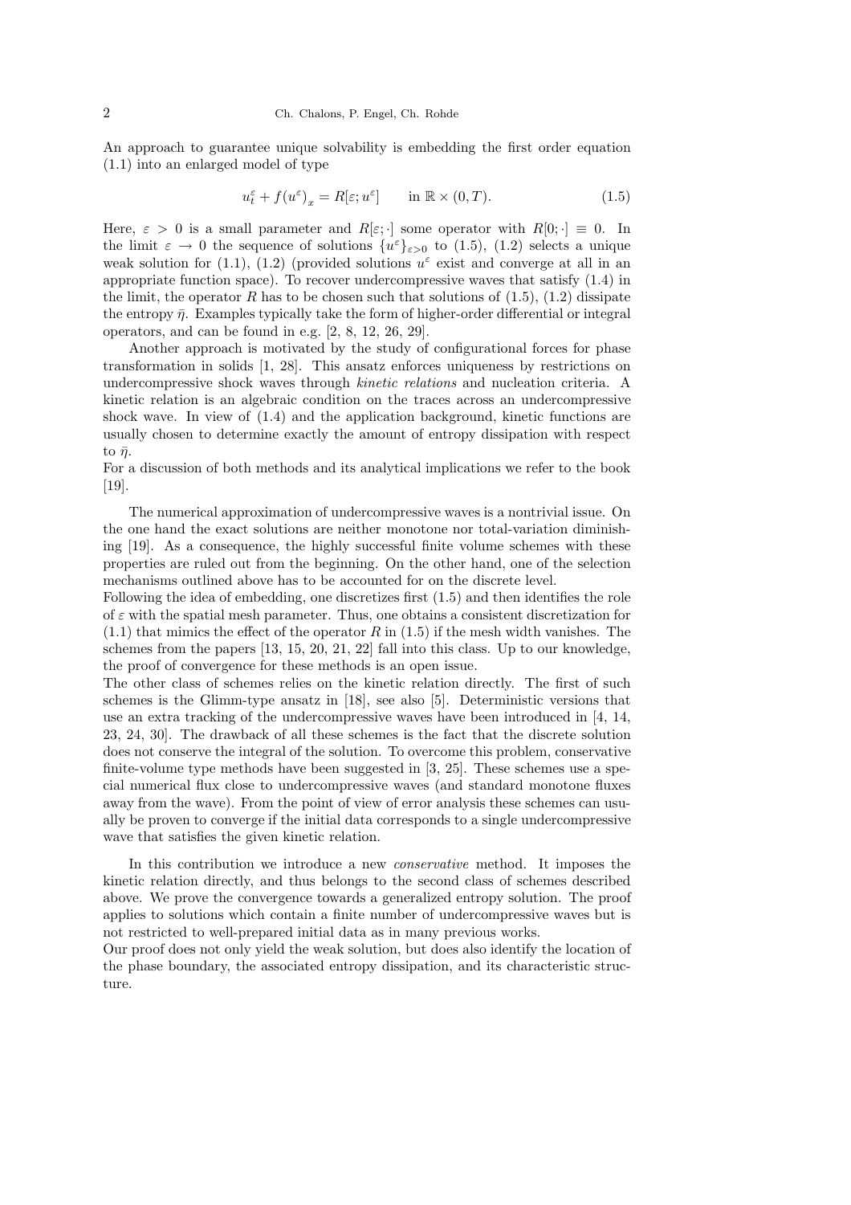An approach to guarantee unique solvability is embedding the first order equation (1.1) into an enlarged model of type

$$u_t^\varepsilon + f(u^\varepsilon)_x = R[\varepsilon; u^\varepsilon] \qquad \text{in } \mathbb{R} \times (0,T). \tag{1.5}$$

Here, $\varepsilon > 0$ is a small parameter and $R[\varepsilon;\cdot]$ some operator with $R[0;\cdot] \equiv 0$. In the limit $\varepsilon \to 0$ the sequence of solutions $\{u^\varepsilon\}_{\varepsilon>0}$ to (1.5), (1.2) selects a unique weak solution for (1.1), (1.2) (provided solutions $u^\varepsilon$ exist and converge at all in an appropriate function space). To recover undercompressive waves that satisfy (1.4) in the limit, the operator $R$ has to be chosen such that solutions of (1.5), (1.2) dissipate the entropy $\bar{\eta}$. Examples typically take the form of higher-order differential or integral operators, and can be found in e.g. [2, 8, 12, 26, 29].

Another approach is motivated by the study of configurational forces for phase transformation in solids [1, 28]. This ansatz enforces uniqueness by restrictions on undercompressive shock waves through *kinetic relations* and nucleation criteria. A kinetic relation is an algebraic condition on the traces across an undercompressive shock wave. In view of (1.4) and the application background, kinetic functions are usually chosen to determine exactly the amount of entropy dissipation with respect to $\bar{\eta}$.
For a discussion of both methods and its analytical implications we refer to the book [19].

The numerical approximation of undercompressive waves is a nontrivial issue. On the one hand the exact solutions are neither monotone nor total-variation diminishing [19]. As a consequence, the highly successful finite volume schemes with these properties are ruled out from the beginning. On the other hand, one of the selection mechanisms outlined above has to be accounted for on the discrete level.
Following the idea of embedding, one discretizes first (1.5) and then identifies the role of $\varepsilon$ with the spatial mesh parameter. Thus, one obtains a consistent discretization for (1.1) that mimics the effect of the operator $R$ in (1.5) if the mesh width vanishes. The schemes from the papers [13, 15, 20, 21, 22] fall into this class. Up to our knowledge, the proof of convergence for these methods is an open issue.
The other class of schemes relies on the kinetic relation directly. The first of such schemes is the Glimm-type ansatz in [18], see also [5]. Deterministic versions that use an extra tracking of the undercompressive waves have been introduced in [4, 14, 23, 24, 30]. The drawback of all these schemes is the fact that the discrete solution does not conserve the integral of the solution. To overcome this problem, conservative finite-volume type methods have been suggested in [3, 25]. These schemes use a special numerical flux close to undercompressive waves (and standard monotone fluxes away from the wave). From the point of view of error analysis these schemes can usually be proven to converge if the initial data corresponds to a single undercompressive wave that satisfies the given kinetic relation.

In this contribution we introduce a new *conservative* method. It imposes the kinetic relation directly, and thus belongs to the second class of schemes described above. We prove the convergence towards a generalized entropy solution. The proof applies to solutions which contain a finite number of undercompressive waves but is not restricted to well-prepared initial data as in many previous works.
Our proof does not only yield the weak solution, but does also identify the location of the phase boundary, the associated entropy dissipation, and its characteristic structure.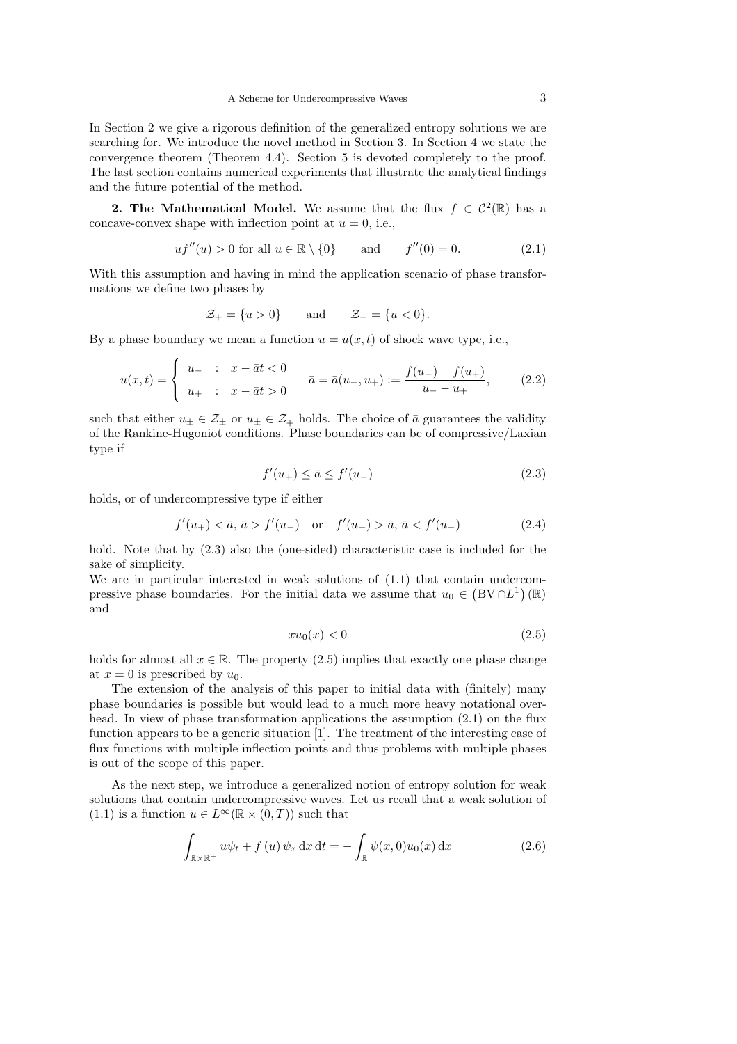In Section 2 we give a rigorous definition of the generalized entropy solutions we are searching for. We introduce the novel method in Section 3. In Section 4 we state the convergence theorem (Theorem 4.4). Section 5 is devoted completely to the proof. The last section contains numerical experiments that illustrate the analytical findings and the future potential of the method.

**2. The Mathematical Model.** We assume that the flux $f \in \mathcal{C}^2(\mathbb{R})$ has a concave-convex shape with inflection point at $u = 0$, i.e.,

$$uf''(u) > 0 \text{ for all } u \in \mathbb{R} \setminus \{0\} \qquad \text{and} \qquad f''(0) = 0. \tag{2.1}$$

With this assumption and having in mind the application scenario of phase transformations we define two phases by

$$\mathcal{Z}_+ = \{u > 0\} \qquad \text{and} \qquad \mathcal{Z}_- = \{u < 0\}.$$

By a phase boundary we mean a function $u = u(x,t)$ of shock wave type, i.e.,

$$u(x,t) = \begin{cases} u_- & : \quad x - \bar{a}t < 0 \\ u_+ & : \quad x - \bar{a}t > 0 \end{cases} \qquad \bar{a} = \bar{a}(u_-, u_+) := \frac{f(u_-) - f(u_+)}{u_- - u_+}, \tag{2.2}$$

such that either $u_\pm \in \mathcal{Z}_\pm$ or $u_\pm \in \mathcal{Z}_\mp$ holds. The choice of $\bar{a}$ guarantees the validity of the Rankine-Hugoniot conditions. Phase boundaries can be of compressive/Laxian type if

$$f'(u_+) \leq \bar{a} \leq f'(u_-) \tag{2.3}$$

holds, or of undercompressive type if either

$$f'(u_+) < \bar{a},\ \bar{a} > f'(u_-) \quad \text{or} \quad f'(u_+) > \bar{a},\ \bar{a} < f'(u_-) \tag{2.4}$$

hold. Note that by (2.3) also the (one-sided) characteristic case is included for the sake of simplicity.
We are in particular interested in weak solutions of (1.1) that contain undercompressive phase boundaries. For the initial data we assume that $u_0 \in \left(\mathrm{BV} \cap L^1\right)(\mathbb{R})$ and

$$xu_0(x) < 0 \tag{2.5}$$

holds for almost all $x \in \mathbb{R}$. The property (2.5) implies that exactly one phase change at $x = 0$ is prescribed by $u_0$.

The extension of the analysis of this paper to initial data with (finitely) many phase boundaries is possible but would lead to a much more heavy notational overhead. In view of phase transformation applications the assumption (2.1) on the flux function appears to be a generic situation [1]. The treatment of the interesting case of flux functions with multiple inflection points and thus problems with multiple phases is out of the scope of this paper.

As the next step, we introduce a generalized notion of entropy solution for weak solutions that contain undercompressive waves. Let us recall that a weak solution of (1.1) is a function $u \in L^\infty(\mathbb{R} \times (0,T))$ such that

$$\int_{\mathbb{R}\times\mathbb{R}^+} u\psi_t + f\left(u\right)\psi_x \,\mathrm{d}x\,\mathrm{d}t = -\int_{\mathbb{R}} \psi(x,0)u_0(x)\,\mathrm{d}x \tag{2.6}$$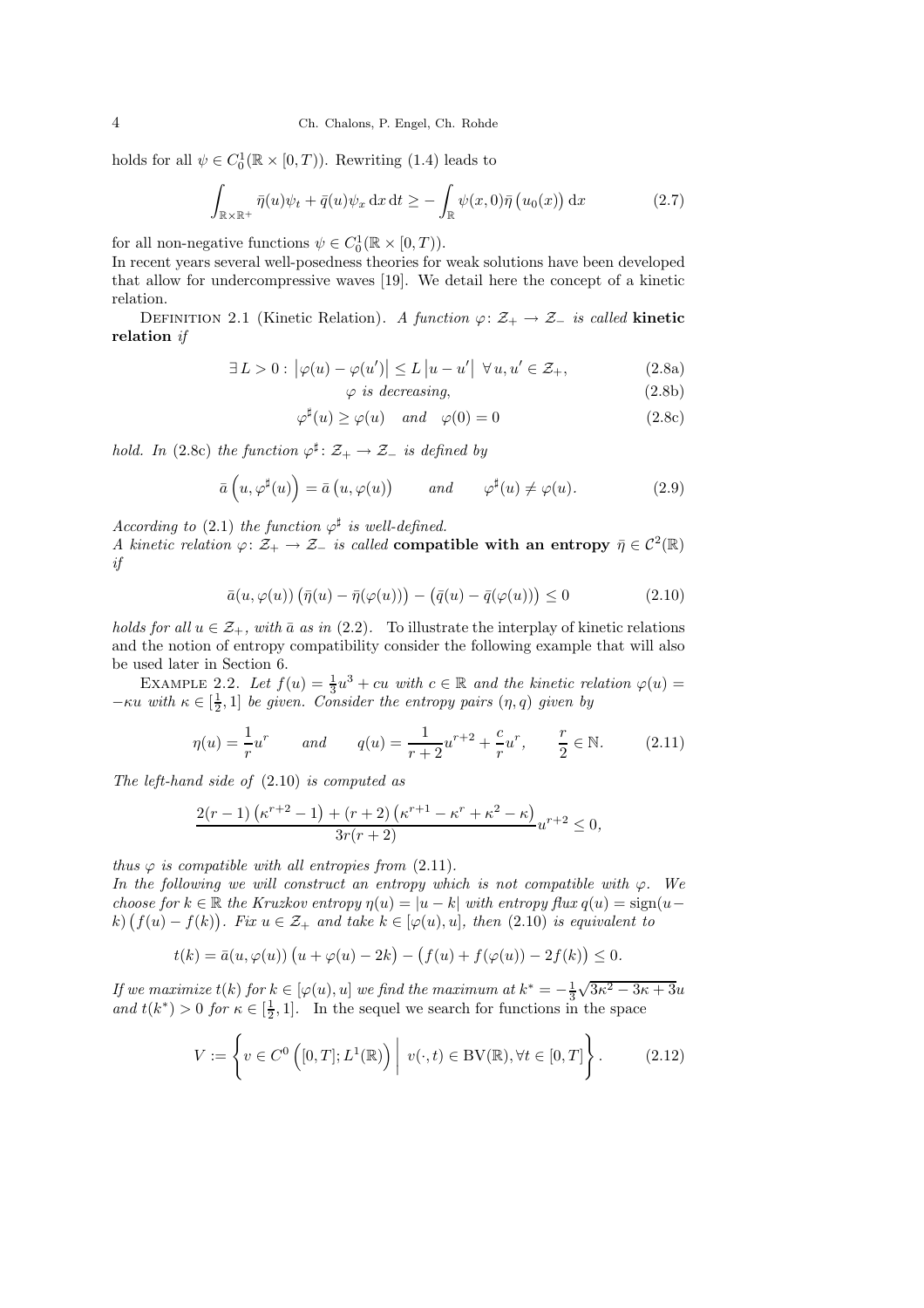holds for all $\psi \in C_0^1(\mathbb{R} \times [0,T))$. Rewriting (1.4) leads to

$$\int_{\mathbb{R}\times\mathbb{R}^+} \bar{\eta}(u)\psi_t + \bar{q}(u)\psi_x \,\mathrm{d}x\,\mathrm{d}t \geq -\int_{\mathbb{R}} \psi(x,0)\bar{\eta}\big(u_0(x)\big)\,\mathrm{d}x \tag{2.7}$$

for all non-negative functions $\psi \in C_0^1(\mathbb{R} \times [0,T))$.
In recent years several well-posedness theories for weak solutions have been developed that allow for undercompressive waves [19]. We detail here the concept of a kinetic relation.

Definition 2.1 (Kinetic Relation). *A function $\varphi\colon \mathcal{Z}_+ \to \mathcal{Z}_-$ is called* **kinetic relation** *if*

$$\exists\, L > 0 : \big|\varphi(u) - \varphi(u')\big| \leq L\,\big|u - u'\big| \;\; \forall\, u, u' \in \mathcal{Z}_+, \tag{2.8a}$$

$$\varphi \text{ is decreasing}, \tag{2.8b}$$

$$\varphi^\sharp(u) \geq \varphi(u) \quad \text{and} \quad \varphi(0) = 0 \tag{2.8c}$$

*hold. In* (2.8c) *the function $\varphi^\sharp\colon \mathcal{Z}_+ \to \mathcal{Z}_-$ is defined by*

$$\bar{a}\left(u, \varphi^\sharp(u)\right) = \bar{a}\left(u, \varphi(u)\right) \qquad \text{and} \qquad \varphi^\sharp(u) \neq \varphi(u). \tag{2.9}$$

*According to* (2.1) *the function $\varphi^\sharp$ is well-defined.*
*A kinetic relation $\varphi\colon \mathcal{Z}_+ \to \mathcal{Z}_-$ is called* **compatible with an entropy** *$\bar{\eta} \in \mathcal{C}^2(\mathbb{R})$ if*

$$\bar{a}(u,\varphi(u))\big(\bar{\eta}(u) - \bar{\eta}(\varphi(u))\big) - \big(\bar{q}(u) - \bar{q}(\varphi(u))\big) \leq 0 \tag{2.10}$$

*holds for all $u \in \mathcal{Z}_+$, with $\bar{a}$ as in* (2.2). To illustrate the interplay of kinetic relations and the notion of entropy compatibility consider the following example that will also be used later in Section 6.

Example 2.2. *Let $f(u) = \frac{1}{3}u^3 + cu$ with $c \in \mathbb{R}$ and the kinetic relation $\varphi(u) = -\kappa u$ with $\kappa \in [\frac{1}{2}, 1]$ be given. Consider the entropy pairs $(\eta, q)$ given by*

$$\eta(u) = \frac{1}{r}u^r \qquad \text{and} \qquad q(u) = \frac{1}{r+2}u^{r+2} + \frac{c}{r}u^r, \qquad \frac{r}{2} \in \mathbb{N}. \tag{2.11}$$

*The left-hand side of* (2.10) *is computed as*

$$\frac{2(r-1)\left(\kappa^{r+2} - 1\right) + (r+2)\left(\kappa^{r+1} - \kappa^r + \kappa^2 - \kappa\right)}{3r(r+2)}u^{r+2} \leq 0,$$

*thus $\varphi$ is compatible with all entropies from* (2.11).
*In the following we will construct an entropy which is not compatible with $\varphi$. We choose for $k \in \mathbb{R}$ the Kruzkov entropy $\eta(u) = |u - k|$ with entropy flux $q(u) = \operatorname{sign}(u - k)\big(f(u) - f(k)\big)$. Fix $u \in \mathcal{Z}_+$ and take $k \in [\varphi(u), u]$, then* (2.10) *is equivalent to*

$$t(k) = \bar{a}(u,\varphi(u))\big(u + \varphi(u) - 2k\big) - \big(f(u) + f(\varphi(u)) - 2f(k)\big) \leq 0.$$

*If we maximize $t(k)$ for $k \in [\varphi(u), u]$ we find the maximum at $k^* = -\frac{1}{3}\sqrt{3\kappa^2 - 3\kappa + 3}\,u$ and $t(k^*) > 0$ for $\kappa \in [\frac{1}{2}, 1]$.* In the sequel we search for functions in the space

$$V := \left\{ v \in C^0\left([0,T]; L^1(\mathbb{R})\right) \;\middle|\; v(\cdot,t) \in \mathrm{BV}(\mathbb{R}), \forall t \in [0,T] \right\}. \tag{2.12}$$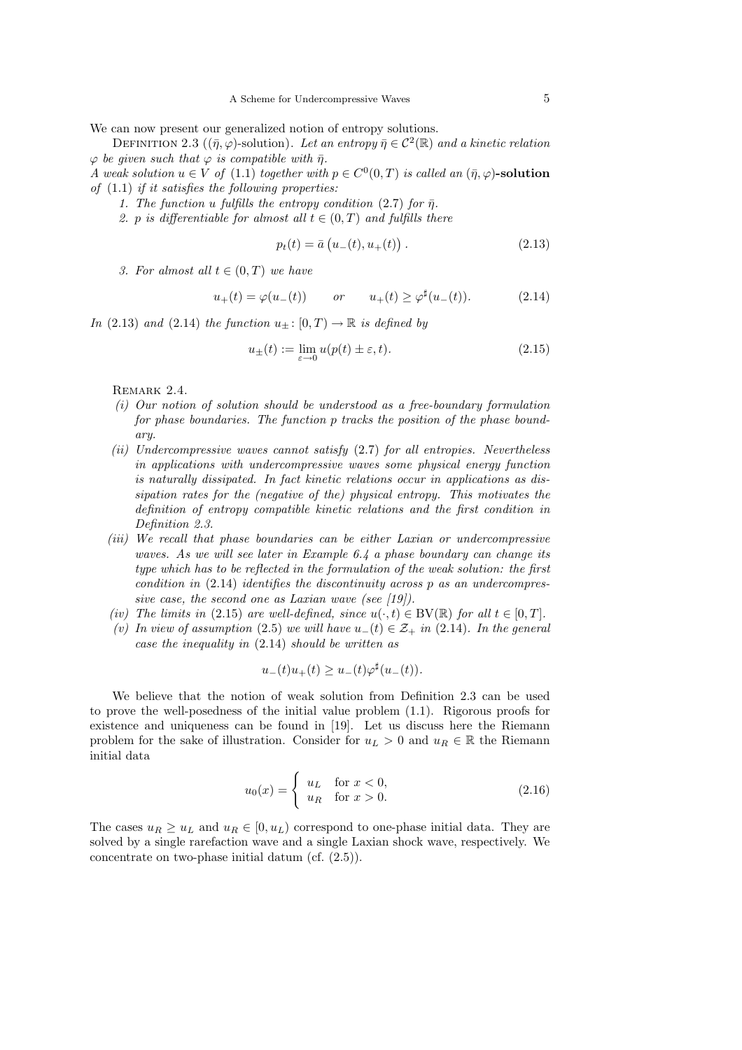We can now present our generalized notion of entropy solutions.

Definition 2.3 (($\bar{\eta}, \varphi$)-solution). *Let an entropy $\bar{\eta} \in \mathcal{C}^2(\mathbb{R})$ and a kinetic relation $\varphi$ be given such that $\varphi$ is compatible with $\bar{\eta}$.*
*A weak solution $u \in V$ of* (1.1) *together with $p \in C^0(0,T)$ is called an* **$(\bar{\eta}, \varphi)$-solution** *of* (1.1) *if it satisfies the following properties:*

1. *The function $u$ fulfills the entropy condition* (2.7) *for $\bar{\eta}$.*
2. *$p$ is differentiable for almost all $t \in (0,T)$ and fulfills there*

$$p_t(t) = \bar{a}\left(u_-(t), u_+(t)\right). \tag{2.13}$$

3. *For almost all $t \in (0,T)$ we have*

$$u_+(t) = \varphi(u_-(t)) \qquad or \qquad u_+(t) \geq \varphi^\sharp(u_-(t)). \tag{2.14}$$

*In* (2.13) *and* (2.14) *the function $u_\pm \colon [0,T) \to \mathbb{R}$ is defined by*

$$u_\pm(t) := \lim_{\varepsilon \to 0} u(p(t) \pm \varepsilon, t). \tag{2.15}$$

Remark 2.4.

*(i) Our notion of solution should be understood as a free-boundary formulation for phase boundaries. The function $p$ tracks the position of the phase boundary.*

*(ii) Undercompressive waves cannot satisfy* (2.7) *for all entropies. Nevertheless in applications with undercompressive waves some physical energy function is naturally dissipated. In fact kinetic relations occur in applications as dissipation rates for the (negative of the) physical entropy. This motivates the definition of entropy compatible kinetic relations and the first condition in Definition 2.3.*

*(iii) We recall that phase boundaries can be either Laxian or undercompressive waves. As we will see later in Example 6.4 a phase boundary can change its type which has to be reflected in the formulation of the weak solution: the first condition in* (2.14) *identifies the discontinuity across $p$ as an undercompressive case, the second one as Laxian wave (see [19]).*

*(iv) The limits in* (2.15) *are well-defined, since $u(\cdot, t) \in \mathrm{BV}(\mathbb{R})$ for all $t \in [0,T]$.*

*(v) In view of assumption* (2.5) *we will have $u_-(t) \in \mathcal{Z}_+$ in* (2.14)*. In the general case the inequality in* (2.14) *should be written as*

$$u_-(t)u_+(t) \geq u_-(t)\varphi^\sharp(u_-(t)).$$

We believe that the notion of weak solution from Definition 2.3 can be used to prove the well-posedness of the initial value problem (1.1). Rigorous proofs for existence and uniqueness can be found in [19]. Let us discuss here the Riemann problem for the sake of illustration. Consider for $u_L > 0$ and $u_R \in \mathbb{R}$ the Riemann initial data

$$u_0(x) = \begin{cases} u_L & \text{for } x < 0, \\ u_R & \text{for } x > 0. \end{cases} \tag{2.16}$$

The cases $u_R \geq u_L$ and $u_R \in [0, u_L)$ correspond to one-phase initial data. They are solved by a single rarefaction wave and a single Laxian shock wave, respectively. We concentrate on two-phase initial datum (cf. (2.5)).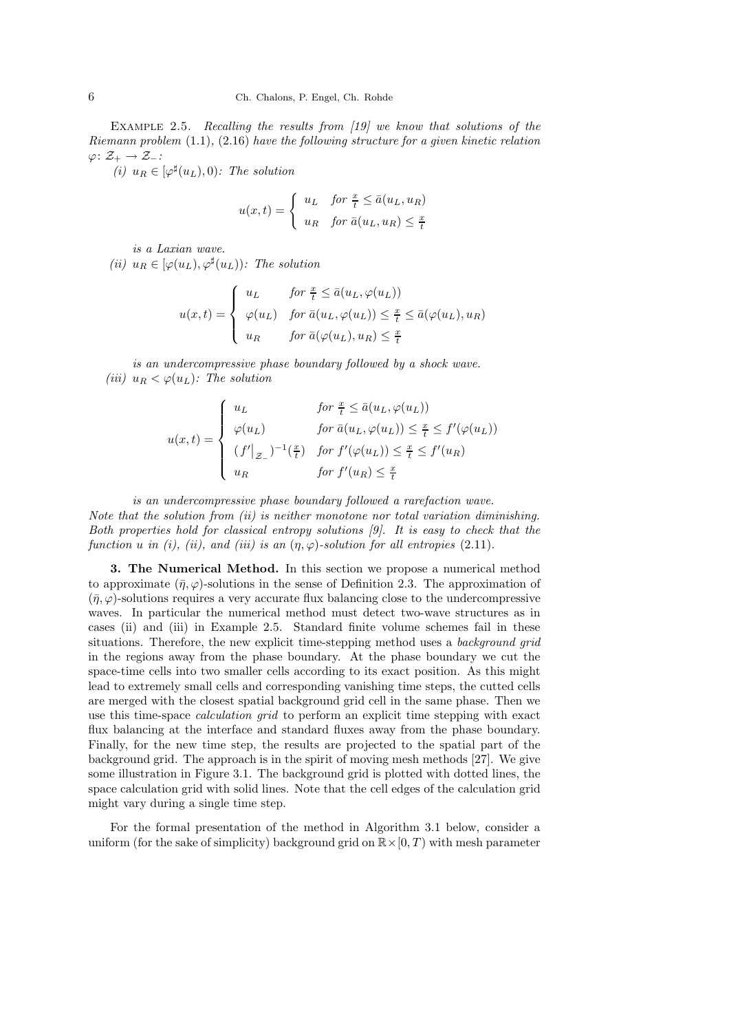Example 2.5. *Recalling the results from [19] we know that solutions of the Riemann problem* (1.1), (2.16) *have the following structure for a given kinetic relation* $\varphi\colon \mathcal{Z}_+ \to \mathcal{Z}_-$*:*

*(i)* $u_R \in [\varphi^\sharp(u_L), 0)$*: The solution*

$$
u(x,t) = \begin{cases} u_L & \text{for } \frac{x}{t} \le \bar{a}(u_L, u_R) \\ u_R & \text{for } \bar{a}(u_L, u_R) \le \frac{x}{t} \end{cases}
$$

*is a Laxian wave.*

*(ii)* $u_R \in [\varphi(u_L), \varphi^\sharp(u_L))$*: The solution*

$$
u(x,t) = \begin{cases} u_L & \text{for } \frac{x}{t} \le \bar{a}(u_L, \varphi(u_L)) \\ \varphi(u_L) & \text{for } \bar{a}(u_L, \varphi(u_L)) \le \frac{x}{t} \le \bar{a}(\varphi(u_L), u_R) \\ u_R & \text{for } \bar{a}(\varphi(u_L), u_R) \le \frac{x}{t} \end{cases}
$$

*is an undercompressive phase boundary followed by a shock wave.*

*(iii)* $u_R < \varphi(u_L)$*: The solution*

$$
u(x,t) = \begin{cases} u_L & \text{for } \frac{x}{t} \le \bar{a}(u_L, \varphi(u_L)) \\ \varphi(u_L) & \text{for } \bar{a}(u_L, \varphi(u_L)) \le \frac{x}{t} \le f'(\varphi(u_L)) \\ (f'\big|_{\mathcal{Z}_-})^{-1}(\frac{x}{t}) & \text{for } f'(\varphi(u_L)) \le \frac{x}{t} \le f'(u_R) \\ u_R & \text{for } f'(u_R) \le \frac{x}{t} \end{cases}
$$

*is an undercompressive phase boundary followed a rarefaction wave.*

*Note that the solution from (ii) is neither monotone nor total variation diminishing. Both properties hold for classical entropy solutions [9]. It is easy to check that the function* $u$ *in (i), (ii), and (iii) is an* $(\eta, \varphi)$*-solution for all entropies* (2.11).

**3. The Numerical Method.** In this section we propose a numerical method to approximate $(\bar{\eta}, \varphi)$-solutions in the sense of Definition 2.3. The approximation of $(\bar{\eta}, \varphi)$-solutions requires a very accurate flux balancing close to the undercompressive waves. In particular the numerical method must detect two-wave structures as in cases (ii) and (iii) in Example 2.5. Standard finite volume schemes fail in these situations. Therefore, the new explicit time-stepping method uses a *background grid* in the regions away from the phase boundary. At the phase boundary we cut the space-time cells into two smaller cells according to its exact position. As this might lead to extremely small cells and corresponding vanishing time steps, the cutted cells are merged with the closest spatial background grid cell in the same phase. Then we use this time-space *calculation grid* to perform an explicit time stepping with exact flux balancing at the interface and standard fluxes away from the phase boundary. Finally, for the new time step, the results are projected to the spatial part of the background grid. The approach is in the spirit of moving mesh methods [27]. We give some illustration in Figure 3.1. The background grid is plotted with dotted lines, the space calculation grid with solid lines. Note that the cell edges of the calculation grid might vary during a single time step.

For the formal presentation of the method in Algorithm 3.1 below, consider a uniform (for the sake of simplicity) background grid on $\mathbb{R} \times [0, T)$ with mesh parameter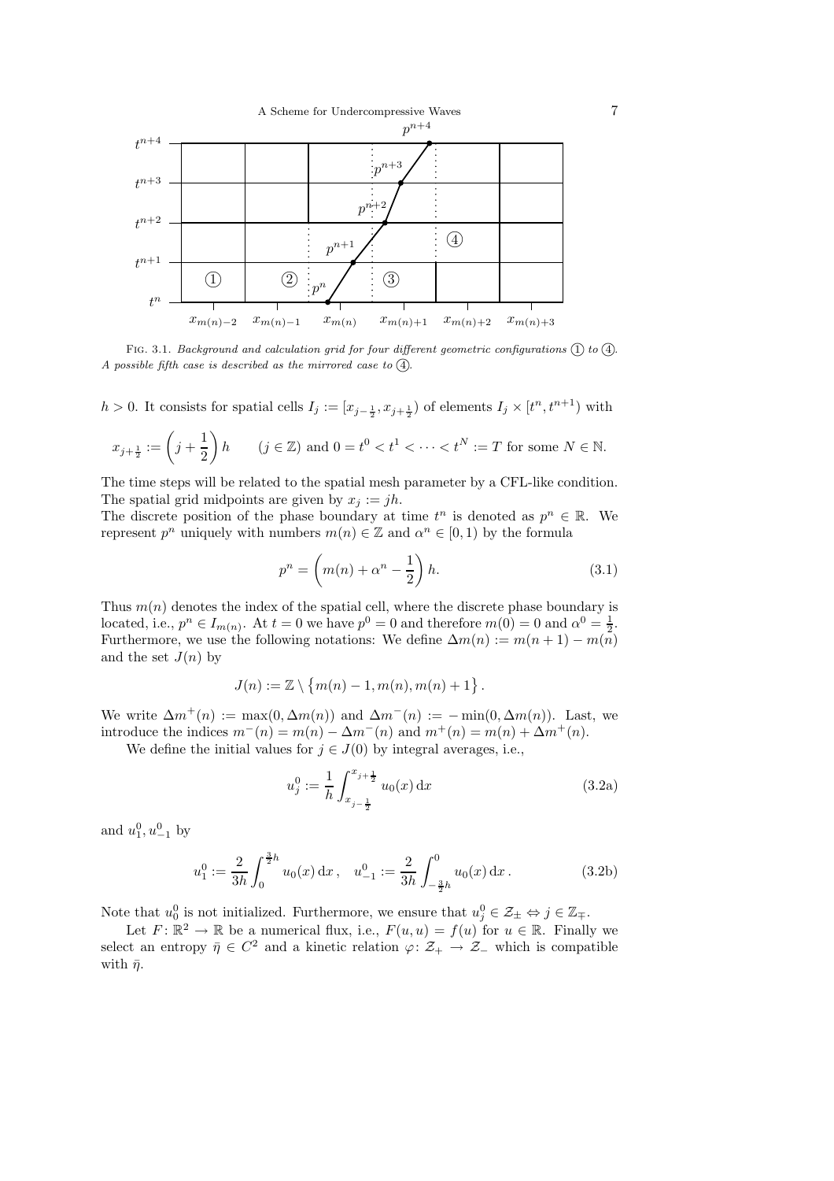FIG. 3.1. *Background and calculation grid for four different geometric configurations ① to ④. A possible fifth case is described as the mirrored case to ④.*

$h > 0$. It consists for spatial cells $I_j := [x_{j-\frac{1}{2}}, x_{j+\frac{1}{2}})$ of elements $I_j \times [t^n, t^{n+1})$ with

$$x_{j+\frac{1}{2}} := \left(j + \frac{1}{2}\right) h \qquad (j \in \mathbb{Z}) \text{ and } 0 = t^0 < t^1 < \cdots < t^N := T \text{ for some } N \in \mathbb{N}.$$

The time steps will be related to the spatial mesh parameter by a CFL-like condition. The spatial grid midpoints are given by $x_j := jh$.
The discrete position of the phase boundary at time $t^n$ is denoted as $p^n \in \mathbb{R}$. We represent $p^n$ uniquely with numbers $m(n) \in \mathbb{Z}$ and $\alpha^n \in [0, 1)$ by the formula

$$p^n = \left(m(n) + \alpha^n - \frac{1}{2}\right) h. \tag{3.1}$$

Thus $m(n)$ denotes the index of the spatial cell, where the discrete phase boundary is located, i.e., $p^n \in I_{m(n)}$. At $t = 0$ we have $p^0 = 0$ and therefore $m(0) = 0$ and $\alpha^0 = \frac{1}{2}$. Furthermore, we use the following notations: We define $\Delta m(n) := m(n+1) - m(n)$ and the set $J(n)$ by

$$J(n) := \mathbb{Z} \setminus \{m(n) - 1, m(n), m(n) + 1\}.$$

We write $\Delta m^+(n) := \max(0, \Delta m(n))$ and $\Delta m^-(n) := -\min(0, \Delta m(n))$. Last, we introduce the indices $m^-(n) = m(n) - \Delta m^-(n)$ and $m^+(n) = m(n) + \Delta m^+(n)$.

We define the initial values for $j \in J(0)$ by integral averages, i.e.,

$$u_j^0 := \frac{1}{h} \int_{x_{j-\frac{1}{2}}}^{x_{j+\frac{1}{2}}} u_0(x)\, \mathrm{d}x \tag{3.2a}$$

and $u_1^0, u_{-1}^0$ by

$$u_1^0 := \frac{2}{3h} \int_0^{\frac{3}{2}h} u_0(x)\, \mathrm{d}x\,, \quad u_{-1}^0 := \frac{2}{3h} \int_{-\frac{3}{2}h}^0 u_0(x)\, \mathrm{d}x\,. \tag{3.2b}$$

Note that $u_0^0$ is not initialized. Furthermore, we ensure that $u_j^0 \in \mathcal{Z}_\pm \Leftrightarrow j \in \mathbb{Z}_\mp$.

Let $F \colon \mathbb{R}^2 \to \mathbb{R}$ be a numerical flux, i.e., $F(u, u) = f(u)$ for $u \in \mathbb{R}$. Finally we select an entropy $\bar{\eta} \in C^2$ and a kinetic relation $\varphi \colon \mathcal{Z}_+ \to \mathcal{Z}_-$ which is compatible with $\bar{\eta}$.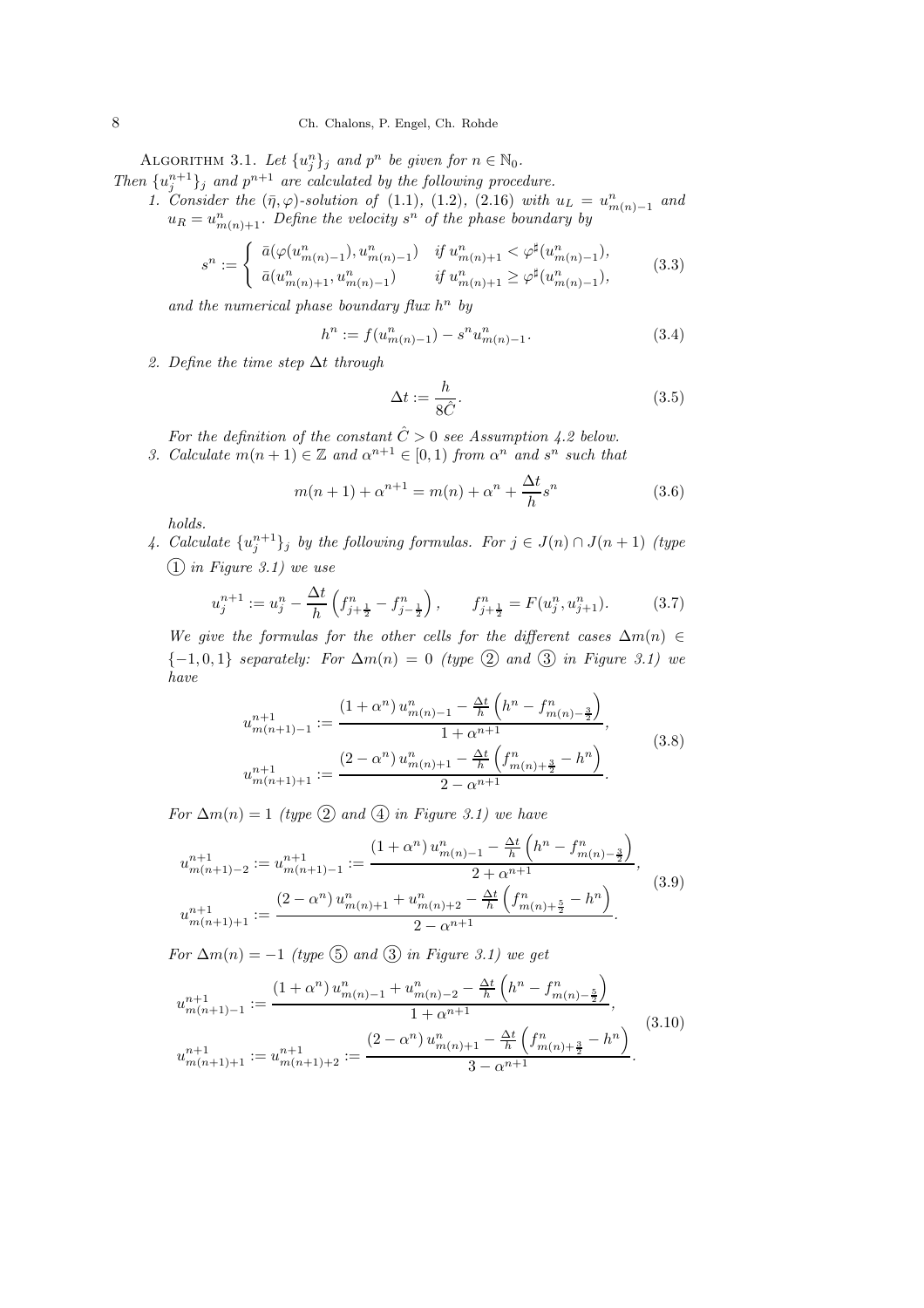Algorithm 3.1. *Let $\{u_j^n\}_j$ and $p^n$ be given for $n \in \mathbb{N}_0$. Then $\{u_j^{n+1}\}_j$ and $p^{n+1}$ are calculated by the following procedure.*

1. *Consider the $(\bar{\eta}, \varphi)$-solution of (1.1), (1.2), (2.16) with $u_L = u^n_{m(n)-1}$ and $u_R = u^n_{m(n)+1}$. Define the velocity $s^n$ of the phase boundary by*

$$s^n := \begin{cases} \bar{a}(\varphi(u^n_{m(n)-1}), u^n_{m(n)-1}) & \text{if } u^n_{m(n)+1} < \varphi^\sharp(u^n_{m(n)-1}), \\ \bar{a}(u^n_{m(n)+1}, u^n_{m(n)-1}) & \text{if } u^n_{m(n)+1} \geq \varphi^\sharp(u^n_{m(n)-1}), \end{cases} \tag{3.3}$$

*and the numerical phase boundary flux $h^n$ by*

$$h^n := f(u^n_{m(n)-1}) - s^n u^n_{m(n)-1}. \tag{3.4}$$

2. *Define the time step $\Delta t$ through*

$$\Delta t := \frac{h}{8\hat{C}}. \tag{3.5}$$

*For the definition of the constant $\hat{C} > 0$ see Assumption 4.2 below.*

3. *Calculate $m(n+1) \in \mathbb{Z}$ and $\alpha^{n+1} \in [0, 1)$ from $\alpha^n$ and $s^n$ such that*

$$m(n+1) + \alpha^{n+1} = m(n) + \alpha^n + \frac{\Delta t}{h} s^n \tag{3.6}$$

*holds.*

4. *Calculate $\{u_j^{n+1}\}_j$ by the following formulas. For $j \in J(n) \cap J(n+1)$ (type ① in Figure 3.1) we use*

$$u_j^{n+1} := u_j^n - \frac{\Delta t}{h}\left(f^n_{j+\frac{1}{2}} - f^n_{j-\frac{1}{2}}\right), \qquad f^n_{j+\frac{1}{2}} = F(u^n_j, u^n_{j+1}). \tag{3.7}$$

*We give the formulas for the other cells for the different cases $\Delta m(n) \in \{-1, 0, 1\}$ separately: For $\Delta m(n) = 0$ (type ② and ③ in Figure 3.1) we have*

$$\begin{aligned} u^{n+1}_{m(n+1)-1} &:= \frac{(1+\alpha^n)\, u^n_{m(n)-1} - \frac{\Delta t}{h}\left(h^n - f^n_{m(n)-\frac{3}{2}}\right)}{1+\alpha^{n+1}}, \\ u^{n+1}_{m(n+1)+1} &:= \frac{(2-\alpha^n)\, u^n_{m(n)+1} - \frac{\Delta t}{h}\left(f^n_{m(n)+\frac{3}{2}} - h^n\right)}{2-\alpha^{n+1}}. \end{aligned} \tag{3.8}$$

*For $\Delta m(n) = 1$ (type ② and ④ in Figure 3.1) we have*

$$\begin{aligned} u^{n+1}_{m(n+1)-2} := u^{n+1}_{m(n+1)-1} &:= \frac{(1+\alpha^n)\, u^n_{m(n)-1} - \frac{\Delta t}{h}\left(h^n - f^n_{m(n)-\frac{3}{2}}\right)}{2+\alpha^{n+1}}, \\ u^{n+1}_{m(n+1)+1} &:= \frac{(2-\alpha^n)\, u^n_{m(n)+1} + u^n_{m(n)+2} - \frac{\Delta t}{h}\left(f^n_{m(n)+\frac{5}{2}} - h^n\right)}{2-\alpha^{n+1}}. \end{aligned} \tag{3.9}$$

*For $\Delta m(n) = -1$ (type ⑤ and ③ in Figure 3.1) we get*

$$\begin{aligned} u^{n+1}_{m(n+1)-1} &:= \frac{(1+\alpha^n)\, u^n_{m(n)-1} + u^n_{m(n)-2} - \frac{\Delta t}{h}\left(h^n - f^n_{m(n)-\frac{5}{2}}\right)}{1+\alpha^{n+1}}, \\ u^{n+1}_{m(n+1)+1} := u^{n+1}_{m(n+1)+2} &:= \frac{(2-\alpha^n)\, u^n_{m(n)+1} - \frac{\Delta t}{h}\left(f^n_{m(n)+\frac{3}{2}} - h^n\right)}{3-\alpha^{n+1}}. \end{aligned} \tag{3.10}$$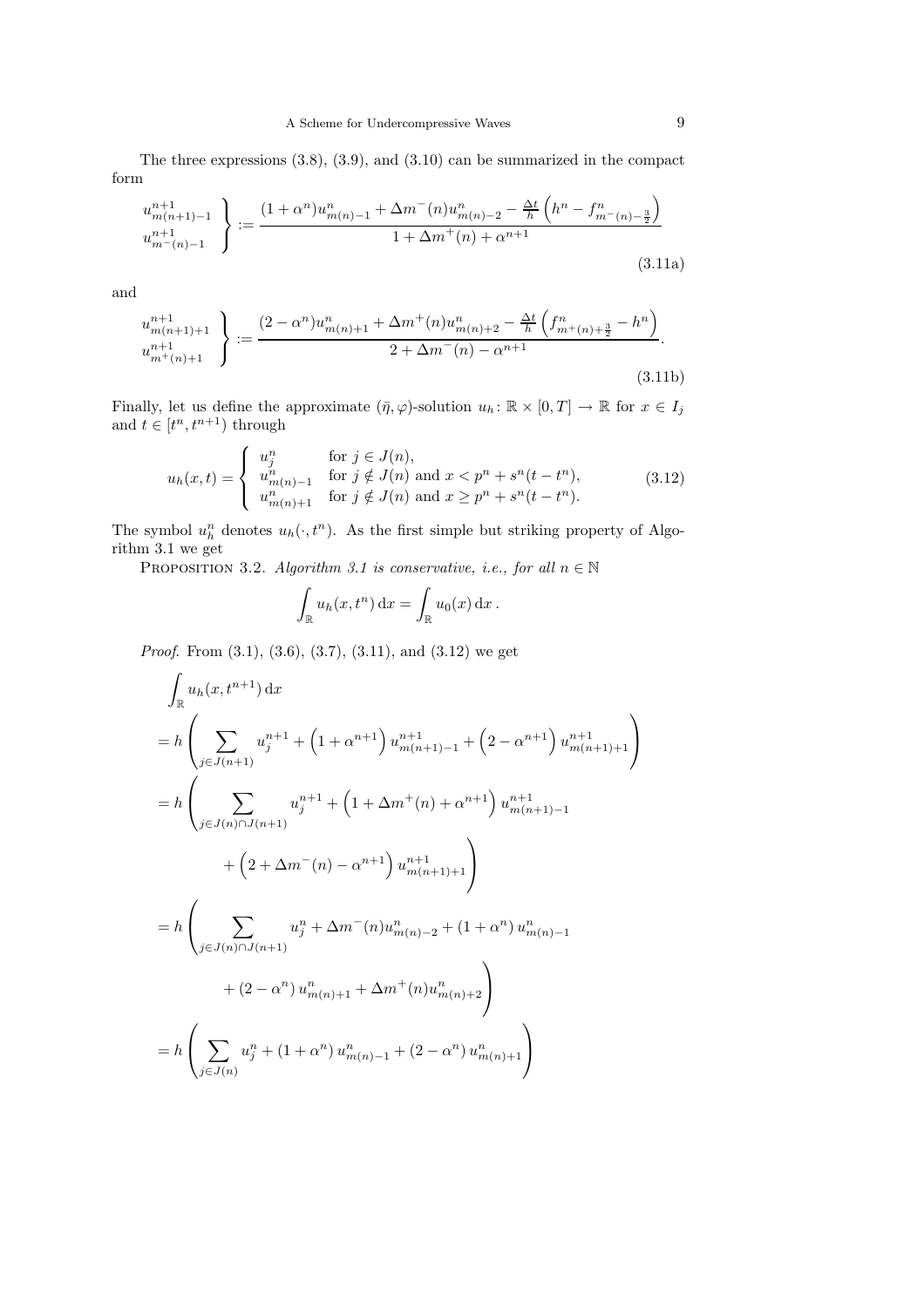The three expressions (3.8), (3.9), and (3.10) can be summarized in the compact form

$$
\left.\begin{array}{l} u^{n+1}_{m(n+1)-1} \\ u^{n+1}_{m^-(n)-1} \end{array}\right\} := \frac{(1+\alpha^n)u^n_{m(n)-1} + \Delta m^-(n) u^n_{m(n)-2} - \frac{\Delta t}{h}\left(h^n - f^n_{m^-(n)-\frac{3}{2}}\right)}{1 + \Delta m^+(n) + \alpha^{n+1}} \tag{3.11a}
$$

and

$$
\left.\begin{array}{l} u^{n+1}_{m(n+1)+1} \\ u^{n+1}_{m^+(n)+1} \end{array}\right\} := \frac{(2-\alpha^n)u^n_{m(n)+1} + \Delta m^+(n) u^n_{m(n)+2} - \frac{\Delta t}{h}\left(f^n_{m^+(n)+\frac{3}{2}} - h^n\right)}{2 + \Delta m^-(n) - \alpha^{n+1}}. \tag{3.11b}
$$

Finally, let us define the approximate $(\bar{\eta}, \varphi)$-solution $u_h \colon \mathbb{R} \times [0, T] \to \mathbb{R}$ for $x \in I_j$ and $t \in [t^n, t^{n+1})$ through

$$
u_h(x,t) = \begin{cases} u^n_j & \text{for } j \in J(n), \\ u^n_{m(n)-1} & \text{for } j \notin J(n) \text{ and } x < p^n + s^n(t - t^n), \\ u^n_{m(n)+1} & \text{for } j \notin J(n) \text{ and } x \geq p^n + s^n(t - t^n). \end{cases} \tag{3.12}
$$

The symbol $u^n_h$ denotes $u_h(\cdot, t^n)$. As the first simple but striking property of Algorithm 3.1 we get

Proposition 3.2. *Algorithm 3.1 is conservative, i.e., for all $n \in \mathbb{N}$*

$$
\int_{\mathbb{R}} u_h(x, t^n)\,\mathrm{d}x = \int_{\mathbb{R}} u_0(x)\,\mathrm{d}x\,.
$$

*Proof.* From (3.1), (3.6), (3.7), (3.11), and (3.12) we get

$$
\begin{aligned}
&\int_{\mathbb{R}} u_h(x, t^{n+1})\,\mathrm{d}x \\
&= h\left(\sum_{j \in J(n+1)} u^{n+1}_j + \left(1 + \alpha^{n+1}\right) u^{n+1}_{m(n+1)-1} + \left(2 - \alpha^{n+1}\right) u^{n+1}_{m(n+1)+1}\right) \\
&= h\left(\sum_{j \in J(n) \cap J(n+1)} u^{n+1}_j + \left(1 + \Delta m^+(n) + \alpha^{n+1}\right) u^{n+1}_{m(n+1)-1}\right. \\
&\qquad\left. + \left(2 + \Delta m^-(n) - \alpha^{n+1}\right) u^{n+1}_{m(n+1)+1}\right) \\
&= h\left(\sum_{j \in J(n) \cap J(n+1)} u^n_j + \Delta m^-(n) u^n_{m(n)-2} + (1 + \alpha^n)\, u^n_{m(n)-1}\right. \\
&\qquad\left. + (2 - \alpha^n)\, u^n_{m(n)+1} + \Delta m^+(n) u^n_{m(n)+2}\right) \\
&= h\left(\sum_{j \in J(n)} u^n_j + (1 + \alpha^n)\, u^n_{m(n)-1} + (2 - \alpha^n)\, u^n_{m(n)+1}\right)
\end{aligned}
$$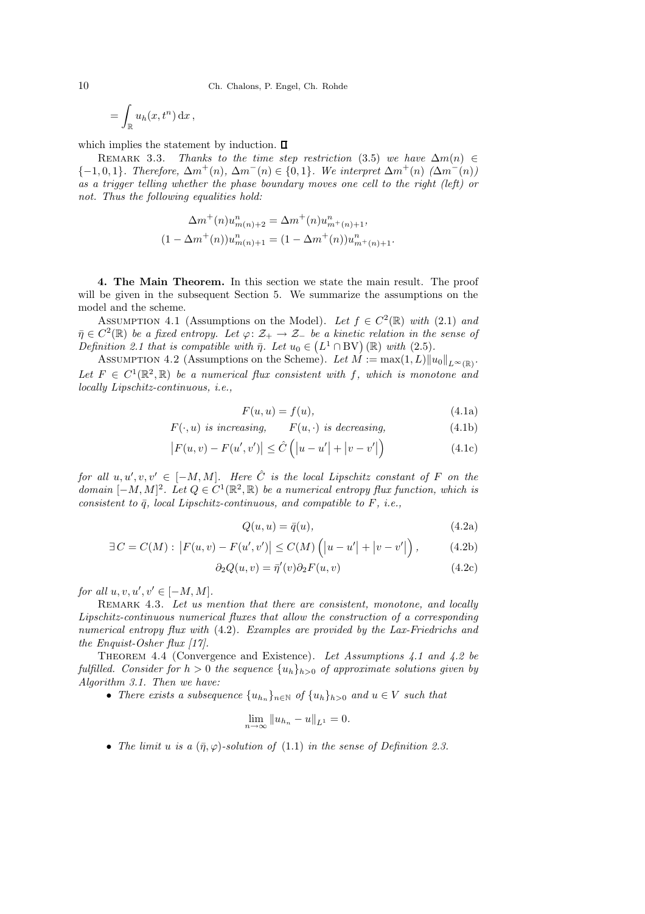$$= \int_{\mathbb{R}} u_h(x, t^n)\,\mathrm{d}x\,,$$

which implies the statement by induction. □

Remark 3.3. *Thanks to the time step restriction* (3.5) *we have* $\Delta m(n) \in \{-1, 0, 1\}$. *Therefore,* $\Delta m^+(n)$, $\Delta m^-(n) \in \{0, 1\}$. *We interpret* $\Delta m^+(n)$ *(*$\Delta m^-(n)$*) as a trigger telling whether the phase boundary moves one cell to the right (left) or not. Thus the following equalities hold:*

$$\Delta m^+(n) u^n_{m(n)+2} = \Delta m^+(n) u^n_{m^+(n)+1},$$
$$(1 - \Delta m^+(n)) u^n_{m(n)+1} = (1 - \Delta m^+(n)) u^n_{m^+(n)+1}.$$

**4. The Main Theorem.** In this section we state the main result. The proof will be given in the subsequent Section 5. We summarize the assumptions on the model and the scheme.

Assumption 4.1 (Assumptions on the Model). *Let* $f \in C^2(\mathbb{R})$ *with* (2.1) *and* $\bar{\eta} \in C^2(\mathbb{R})$ *be a fixed entropy. Let* $\varphi \colon \mathcal{Z}_+ \to \mathcal{Z}_-$ *be a kinetic relation in the sense of Definition 2.1 that is compatible with* $\bar{\eta}$. *Let* $u_0 \in \left(L^1 \cap \mathrm{BV}\right)(\mathbb{R})$ *with* (2.5).

Assumption 4.2 (Assumptions on the Scheme). *Let* $M := \max(1, L)\|u_0\|_{L^\infty(\mathbb{R})}$. *Let* $F \in C^1(\mathbb{R}^2, \mathbb{R})$ *be a numerical flux consistent with* $f$, *which is monotone and locally Lipschitz-continuous, i.e.,*

$$F(u, u) = f(u), \tag{4.1a}$$

$$F(\cdot, u) \text{ is increasing,} \qquad F(u, \cdot) \text{ is decreasing,} \tag{4.1b}$$

$$\left|F(u, v) - F(u', v')\right| \le \hat{C}\left(\left|u - u'\right| + \left|v - v'\right|\right) \tag{4.1c}$$

*for all* $u, u', v, v' \in [-M, M]$. *Here* $\hat{C}$ *is the local Lipschitz constant of* $F$ *on the domain* $[-M, M]^2$. *Let* $Q \in C^1(\mathbb{R}^2, \mathbb{R})$ *be a numerical entropy flux function, which is consistent to* $\bar{q}$, *local Lipschitz-continuous, and compatible to* $F$, *i.e.,*

$$Q(u, u) = \bar{q}(u), \tag{4.2a}$$

$$\exists\, C = C(M) : \left|F(u, v) - F(u', v')\right| \le C(M)\left(\left|u - u'\right| + \left|v - v'\right|\right), \tag{4.2b}$$

$$\partial_2 Q(u, v) = \bar{\eta}'(v)\partial_2 F(u, v) \tag{4.2c}$$

*for all* $u, v, u', v' \in [-M, M]$.

Remark 4.3. *Let us mention that there are consistent, monotone, and locally Lipschitz-continuous numerical fluxes that allow the construction of a corresponding numerical entropy flux with* (4.2). *Examples are provided by the Lax-Friedrichs and the Enquist-Osher flux [17].*

Theorem 4.4 (Convergence and Existence). *Let Assumptions 4.1 and 4.2 be fulfilled. Consider for* $h > 0$ *the sequence* $\{u_h\}_{h>0}$ *of approximate solutions given by Algorithm 3.1. Then we have:*

- *There exists a subsequence* $\{u_{h_n}\}_{n\in\mathbb{N}}$ *of* $\{u_h\}_{h>0}$ *and* $u \in V$ *such that*

$$\lim_{n\to\infty} \|u_{h_n} - u\|_{L^1} = 0.$$

- *The limit* $u$ *is a* $(\bar{\eta}, \varphi)$*-solution of* (1.1) *in the sense of Definition 2.3.*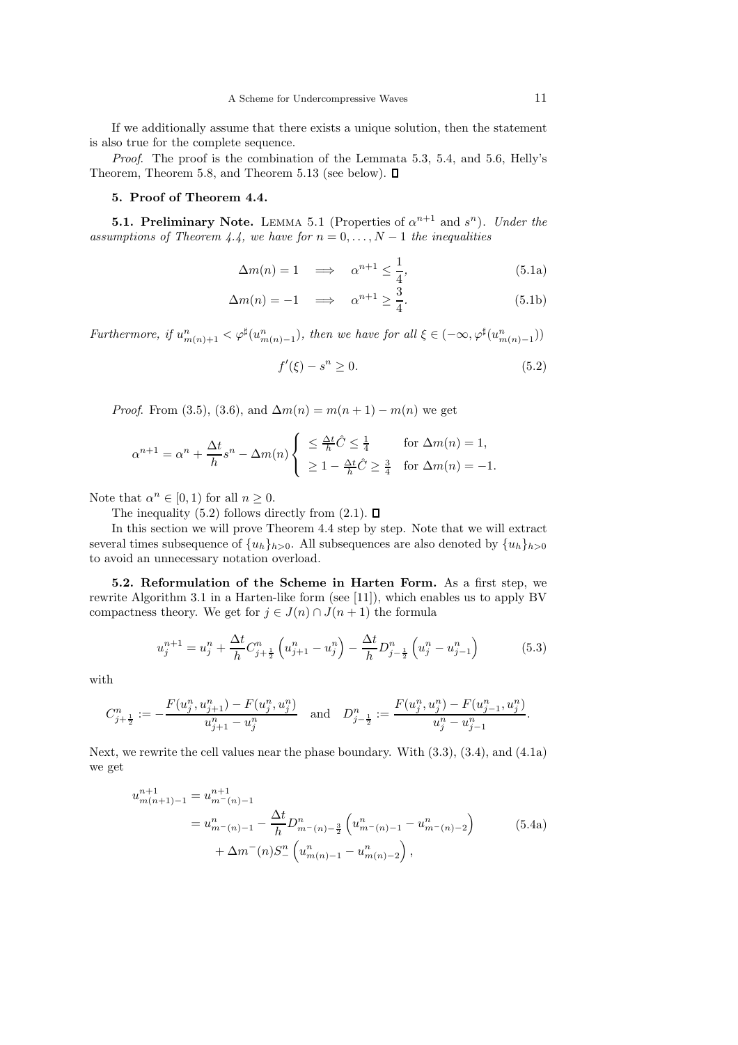If we additionally assume that there exists a unique solution, then the statement is also true for the complete sequence.

*Proof.* The proof is the combination of the Lemmata 5.3, 5.4, and 5.6, Helly's Theorem, Theorem 5.8, and Theorem 5.13 (see below). □

## 5. Proof of Theorem 4.4.

**5.1. Preliminary Note.** LEMMA 5.1 (Properties of $\alpha^{n+1}$ and $s^n$). *Under the assumptions of Theorem 4.4, we have for $n = 0, \ldots, N-1$ the inequalities*

$$\Delta m(n) = 1 \quad \Longrightarrow \quad \alpha^{n+1} \leq \frac{1}{4}, \tag{5.1a}$$

$$\Delta m(n) = -1 \quad \Longrightarrow \quad \alpha^{n+1} \geq \frac{3}{4}. \tag{5.1b}$$

*Furthermore, if $u^n_{m(n)+1} < \varphi^\sharp(u^n_{m(n)-1})$, then we have for all $\xi \in (-\infty, \varphi^\sharp(u^n_{m(n)-1}))$*

$$f'(\xi) - s^n \geq 0. \tag{5.2}$$

*Proof.* From (3.5), (3.6), and $\Delta m(n) = m(n+1) - m(n)$ we get

$$\alpha^{n+1} = \alpha^n + \frac{\Delta t}{h} s^n - \Delta m(n) \begin{cases} \leq \frac{\Delta t}{h}\hat{C} \leq \frac{1}{4} & \text{for } \Delta m(n) = 1, \\ \geq 1 - \frac{\Delta t}{h}\hat{C} \geq \frac{3}{4} & \text{for } \Delta m(n) = -1. \end{cases}$$

Note that $\alpha^n \in [0, 1)$ for all $n \geq 0$.

The inequality (5.2) follows directly from (2.1). □

In this section we will prove Theorem 4.4 step by step. Note that we will extract several times subsequence of $\{u_h\}_{h>0}$. All subsequences are also denoted by $\{u_h\}_{h>0}$ to avoid an unnecessary notation overload.

**5.2. Reformulation of the Scheme in Harten Form.** As a first step, we rewrite Algorithm 3.1 in a Harten-like form (see [11]), which enables us to apply BV compactness theory. We get for $j \in J(n) \cap J(n+1)$ the formula

$$u^{n+1}_j = u^n_j + \frac{\Delta t}{h} C^n_{j+\frac{1}{2}} \left(u^n_{j+1} - u^n_j\right) - \frac{\Delta t}{h} D^n_{j-\frac{1}{2}} \left(u^n_j - u^n_{j-1}\right) \tag{5.3}$$

with

$$C^n_{j+\frac{1}{2}} := -\frac{F(u^n_j, u^n_{j+1}) - F(u^n_j, u^n_j)}{u^n_{j+1} - u^n_j} \quad \text{and} \quad D^n_{j-\frac{1}{2}} := \frac{F(u^n_j, u^n_j) - F(u^n_{j-1}, u^n_j)}{u^n_j - u^n_{j-1}}.$$

Next, we rewrite the cell values near the phase boundary. With (3.3), (3.4), and (4.1a) we get

$$\begin{aligned} u^{n+1}_{m(n+1)-1} &= u^{n+1}_{m^-(n)-1} \\ &= u^n_{m^-(n)-1} - \frac{\Delta t}{h} D^n_{m^-(n)-\frac{3}{2}} \left(u^n_{m^-(n)-1} - u^n_{m^-(n)-2}\right) \\ &\quad + \Delta m^-(n) S^n_- \left(u^n_{m(n)-1} - u^n_{m(n)-2}\right), \end{aligned} \tag{5.4a}$$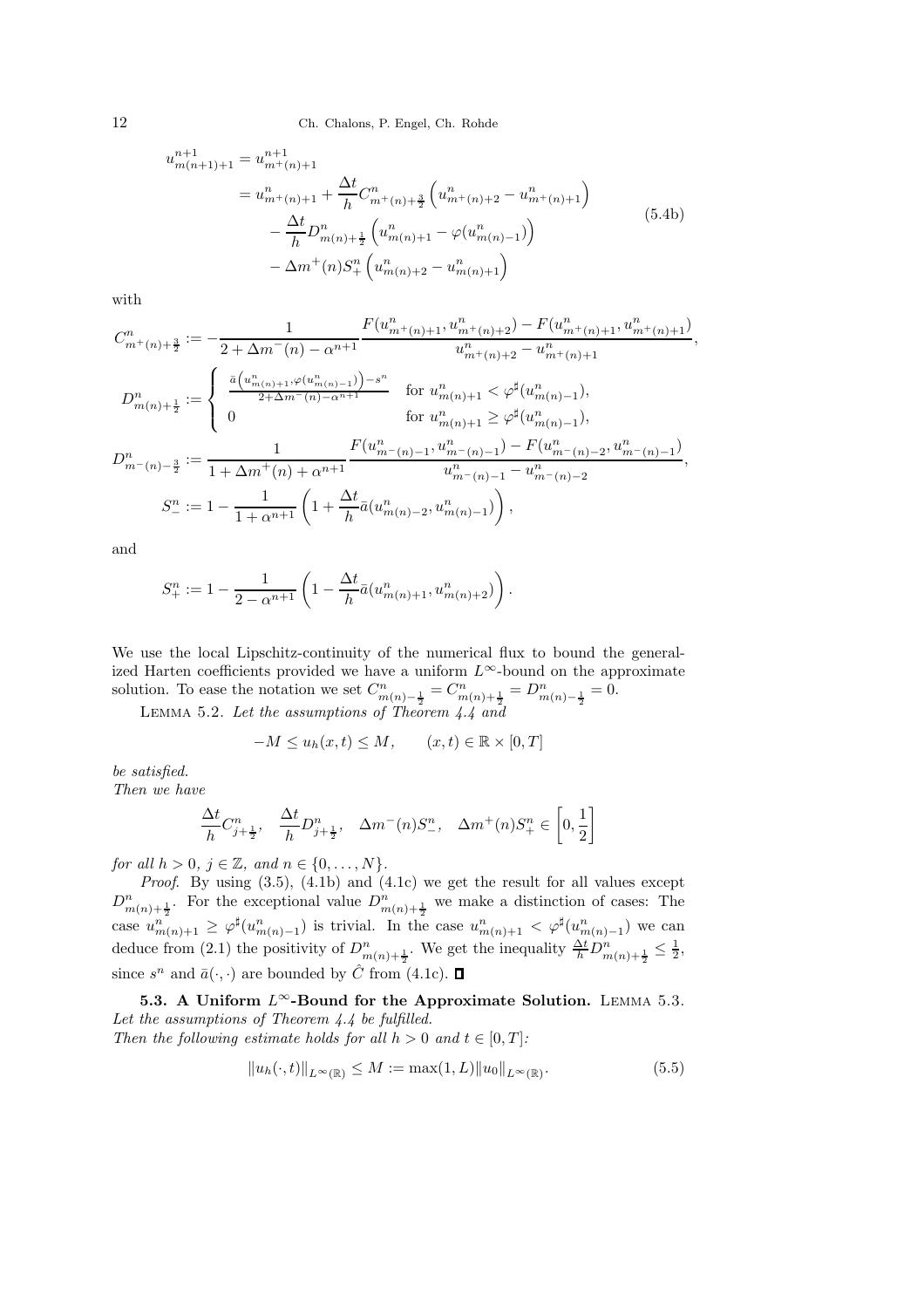$$
\begin{aligned}
u^{n+1}_{m(n+1)+1} &= u^{n+1}_{m^+(n)+1} \\
&= u^n_{m^+(n)+1} + \frac{\Delta t}{h} C^n_{m^+(n)+\frac{3}{2}} \left( u^n_{m^+(n)+2} - u^n_{m^+(n)+1} \right) \\
&\quad - \frac{\Delta t}{h} D^n_{m(n)+\frac{1}{2}} \left( u^n_{m(n)+1} - \varphi(u^n_{m(n)-1}) \right) \\
&\quad - \Delta m^+(n) S^n_+ \left( u^n_{m(n)+2} - u^n_{m(n)+1} \right)
\end{aligned}
\tag{5.4b}
$$

with

$$
C^n_{m^+(n)+\frac{3}{2}} := -\frac{1}{2 + \Delta m^-(n) - \alpha^{n+1}} \frac{F(u^n_{m^+(n)+1}, u^n_{m^+(n)+2}) - F(u^n_{m^+(n)+1}, u^n_{m^+(n)+1})}{u^n_{m^+(n)+2} - u^n_{m^+(n)+1}},
$$

$$
D^n_{m(n)+\frac{1}{2}} := \begin{cases} \frac{\bar{a}\left(u^n_{m(n)+1}, \varphi(u^n_{m(n)-1})\right) - s^n}{2 + \Delta m^-(n) - \alpha^{n+1}} & \text{for } u^n_{m(n)+1} < \varphi^\sharp(u^n_{m(n)-1}), \\ 0 & \text{for } u^n_{m(n)+1} \geq \varphi^\sharp(u^n_{m(n)-1}), \end{cases}
$$

$$
D^n_{m^-(n)-\frac{3}{2}} := \frac{1}{1 + \Delta m^+(n) + \alpha^{n+1}} \frac{F(u^n_{m^-(n)-1}, u^n_{m^-(n)-1}) - F(u^n_{m^-(n)-2}, u^n_{m^-(n)-1})}{u^n_{m^-(n)-1} - u^n_{m^-(n)-2}},
$$

$$
S^n_- := 1 - \frac{1}{1 + \alpha^{n+1}} \left( 1 + \frac{\Delta t}{h} \bar{a}(u^n_{m(n)-2}, u^n_{m(n)-1}) \right),
$$

and

$$
S^n_+ := 1 - \frac{1}{2 - \alpha^{n+1}} \left( 1 - \frac{\Delta t}{h} \bar{a}(u^n_{m(n)+1}, u^n_{m(n)+2}) \right).
$$

We use the local Lipschitz-continuity of the numerical flux to bound the generalized Harten coefficients provided we have a uniform $L^\infty$-bound on the approximate solution. To ease the notation we set $C^n_{m(n)-\frac{1}{2}} = C^n_{m(n)+\frac{1}{2}} = D^n_{m(n)-\frac{1}{2}} = 0$.

Lemma 5.2. *Let the assumptions of Theorem 4.4 and*

$$
-M \leq u_h(x,t) \leq M, \qquad (x,t) \in \mathbb{R} \times [0,T]
$$

*be satisfied.*
*Then we have*

$$
\frac{\Delta t}{h} C^n_{j+\frac{1}{2}}, \quad \frac{\Delta t}{h} D^n_{j+\frac{1}{2}}, \quad \Delta m^-(n) S^n_-, \quad \Delta m^+(n) S^n_+ \in \left[0, \frac{1}{2}\right]
$$

*for all $h > 0$, $j \in \mathbb{Z}$, and $n \in \{0, \ldots, N\}$.*

*Proof.* By using (3.5), (4.1b) and (4.1c) we get the result for all values except $D^n_{m(n)+\frac{1}{2}}$. For the exceptional value $D^n_{m(n)+\frac{1}{2}}$ we make a distinction of cases: The case $u^n_{m(n)+1} \geq \varphi^\sharp(u^n_{m(n)-1})$ is trivial. In the case $u^n_{m(n)+1} < \varphi^\sharp(u^n_{m(n)-1})$ we can deduce from (2.1) the positivity of $D^n_{m(n)+\frac{1}{2}}$. We get the inequality $\frac{\Delta t}{h} D^n_{m(n)+\frac{1}{2}} \leq \frac{1}{2}$, since $s^n$ and $\bar{a}(\cdot,\cdot)$ are bounded by $\hat{C}$ from (4.1c). ∎

**5.3. A Uniform $L^\infty$-Bound for the Approximate Solution.** Lemma 5.3. *Let the assumptions of Theorem 4.4 be fulfilled.*
*Then the following estimate holds for all $h > 0$ and $t \in [0,T]$:*

$$
\|u_h(\cdot,t)\|_{L^\infty(\mathbb{R})} \leq M := \max(1, L) \|u_0\|_{L^\infty(\mathbb{R})}. \tag{5.5}
$$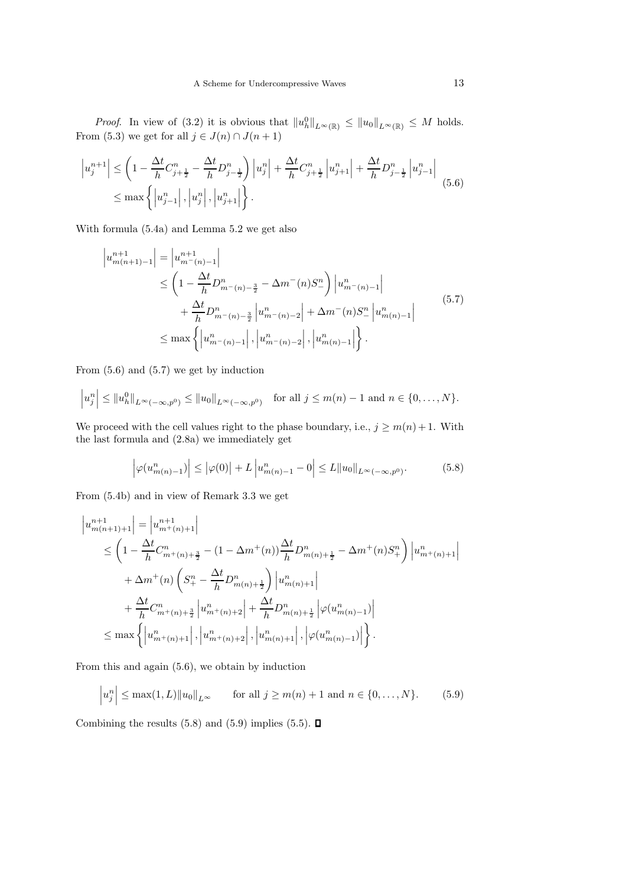*Proof.* In view of (3.2) it is obvious that $\|u_h^0\|_{L^\infty(\mathbb{R})} \leq \|u_0\|_{L^\infty(\mathbb{R})} \leq M$ holds. From (5.3) we get for all $j \in J(n) \cap J(n+1)$

$$
\begin{aligned}
\left|u_j^{n+1}\right| &\leq \left(1 - \frac{\Delta t}{h} C_{j+\frac{1}{2}}^n - \frac{\Delta t}{h} D_{j-\frac{1}{2}}^n\right)\left|u_j^n\right| + \frac{\Delta t}{h} C_{j+\frac{1}{2}}^n \left|u_{j+1}^n\right| + \frac{\Delta t}{h} D_{j-\frac{1}{2}}^n \left|u_{j-1}^n\right| \\
&\leq \max\left\{\left|u_{j-1}^n\right|, \left|u_j^n\right|, \left|u_{j+1}^n\right|\right\}.
\end{aligned}
\tag{5.6}
$$

With formula (5.4a) and Lemma 5.2 we get also

$$
\begin{aligned}
\left|u_{m(n+1)-1}^{n+1}\right| &= \left|u_{m^-(n)-1}^{n+1}\right| \\
&\leq \left(1 - \frac{\Delta t}{h} D_{m^-(n)-\frac{3}{2}}^n - \Delta m^-(n) S_-^n\right)\left|u_{m^-(n)-1}^n\right| \\
&\quad + \frac{\Delta t}{h} D_{m^-(n)-\frac{3}{2}}^n \left|u_{m^-(n)-2}^n\right| + \Delta m^-(n) S_-^n \left|u_{m(n)-1}^n\right| \\
&\leq \max\left\{\left|u_{m^-(n)-1}^n\right|, \left|u_{m^-(n)-2}^n\right|, \left|u_{m(n)-1}^n\right|\right\}.
\end{aligned}
\tag{5.7}
$$

From (5.6) and (5.7) we get by induction

$$
\left|u_j^n\right| \leq \|u_h^0\|_{L^\infty(-\infty,p^0)} \leq \|u_0\|_{L^\infty(-\infty,p^0)} \quad \text{for all } j \leq m(n)-1 \text{ and } n \in \{0,\ldots,N\}.
$$

We proceed with the cell values right to the phase boundary, i.e., $j \geq m(n)+1$. With the last formula and (2.8a) we immediately get

$$
\left|\varphi(u_{m(n)-1}^n)\right| \leq \left|\varphi(0)\right| + L\left|u_{m(n)-1}^n - 0\right| \leq L\|u_0\|_{L^\infty(-\infty,p^0)}. \tag{5.8}
$$

From (5.4b) and in view of Remark 3.3 we get

$$
\begin{aligned}
&\left|u_{m(n+1)+1}^{n+1}\right| = \left|u_{m^+(n)+1}^{n+1}\right| \\
&\leq \left(1 - \frac{\Delta t}{h} C_{m^+(n)+\frac{3}{2}}^n - (1-\Delta m^+(n))\frac{\Delta t}{h} D_{m(n)+\frac{1}{2}}^n - \Delta m^+(n) S_+^n\right)\left|u_{m^+(n)+1}^n\right| \\
&\quad + \Delta m^+(n)\left(S_+^n - \frac{\Delta t}{h} D_{m(n)+\frac{1}{2}}^n\right)\left|u_{m(n)+1}^n\right| \\
&\quad + \frac{\Delta t}{h} C_{m^+(n)+\frac{3}{2}}^n \left|u_{m^+(n)+2}^n\right| + \frac{\Delta t}{h} D_{m(n)+\frac{1}{2}}^n \left|\varphi(u_{m(n)-1}^n)\right| \\
&\leq \max\left\{\left|u_{m^+(n)+1}^n\right|, \left|u_{m^+(n)+2}^n\right|, \left|u_{m(n)+1}^n\right|, \left|\varphi(u_{m(n)-1}^n)\right|\right\}.
\end{aligned}
$$

From this and again (5.6), we obtain by induction

$$
\left|u_j^n\right| \leq \max(1,L)\|u_0\|_{L^\infty} \qquad \text{for all } j \geq m(n)+1 \text{ and } n \in \{0,\ldots,N\}. \tag{5.9}
$$

Combining the results (5.8) and (5.9) implies (5.5). ∎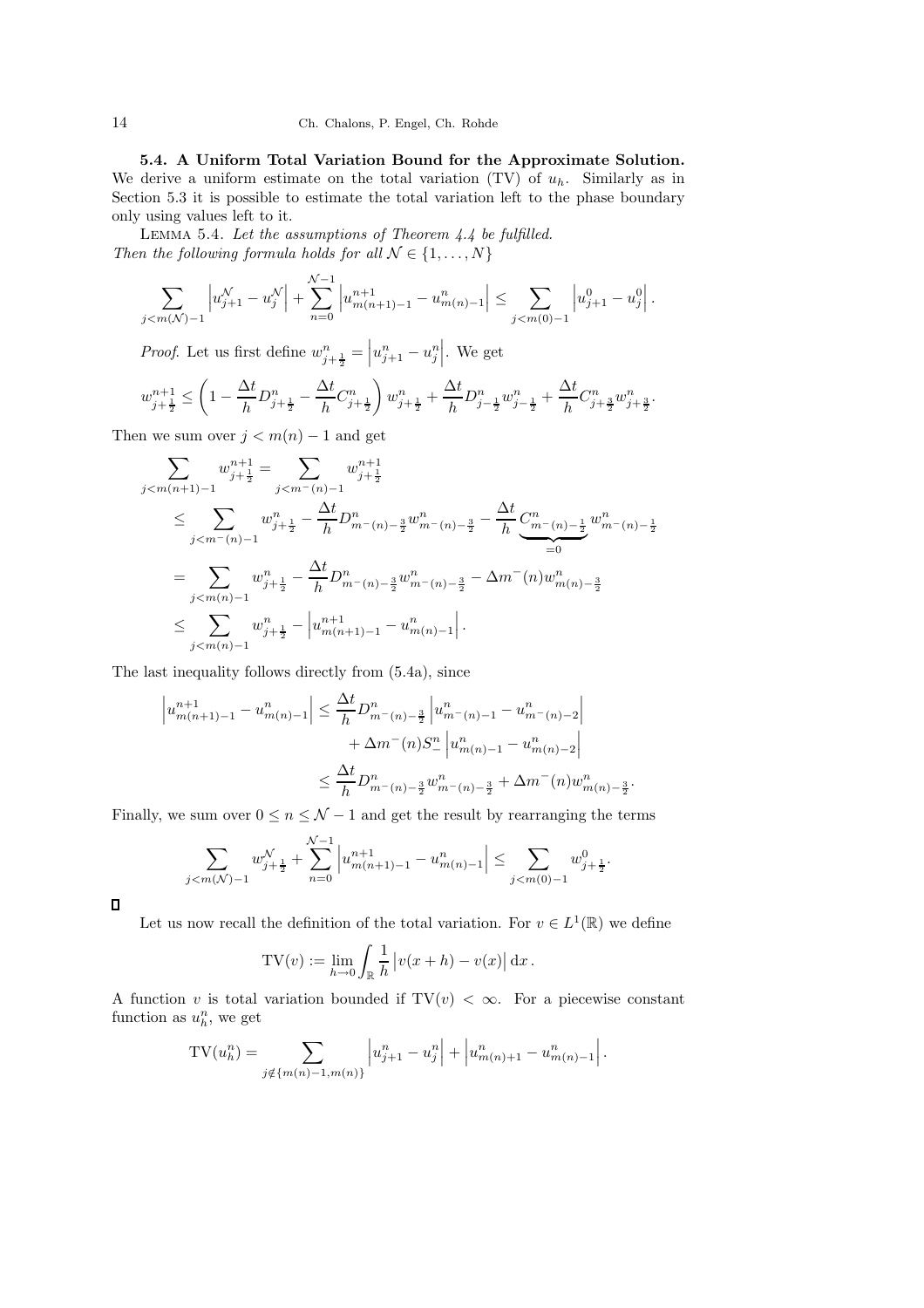**5.4. A Uniform Total Variation Bound for the Approximate Solution.** We derive a uniform estimate on the total variation (TV) of $u_h$. Similarly as in Section 5.3 it is possible to estimate the total variation left to the phase boundary only using values left to it.

Lemma 5.4. *Let the assumptions of Theorem 4.4 be fulfilled. Then the following formula holds for all* $\mathcal{N} \in \{1, \ldots, N\}$

$$\sum_{j<m(\mathcal{N})-1} \left| u_{j+1}^{\mathcal{N}} - u_j^{\mathcal{N}} \right| + \sum_{n=0}^{\mathcal{N}-1} \left| u_{m(n+1)-1}^{n+1} - u_{m(n)-1}^{n} \right| \leq \sum_{j<m(0)-1} \left| u_{j+1}^{0} - u_j^{0} \right|.$$

*Proof.* Let us first define $w_{j+\frac{1}{2}}^n = \left| u_{j+1}^n - u_j^n \right|$. We get

$$w_{j+\frac{1}{2}}^{n+1} \leq \left( 1 - \frac{\Delta t}{h} D_{j+\frac{1}{2}}^n - \frac{\Delta t}{h} C_{j+\frac{1}{2}}^n \right) w_{j+\frac{1}{2}}^n + \frac{\Delta t}{h} D_{j-\frac{1}{2}}^n w_{j-\frac{1}{2}}^n + \frac{\Delta t}{h} C_{j+\frac{3}{2}}^n w_{j+\frac{3}{2}}^n.$$

Then we sum over $j < m(n) - 1$ and get

$$\begin{aligned}
\sum_{j<m(n+1)-1} w_{j+\frac{1}{2}}^{n+1} &= \sum_{j<m^-(n)-1} w_{j+\frac{1}{2}}^{n+1} \\
&\leq \sum_{j<m^-(n)-1} w_{j+\frac{1}{2}}^n - \frac{\Delta t}{h} D_{m^-(n)-\frac{3}{2}}^n w_{m^-(n)-\frac{3}{2}}^n - \frac{\Delta t}{h} \underbrace{C_{m^-(n)-\frac{1}{2}}^n}_{=0} w_{m^-(n)-\frac{1}{2}}^n \\
&= \sum_{j<m(n)-1} w_{j+\frac{1}{2}}^n - \frac{\Delta t}{h} D_{m^-(n)-\frac{3}{2}}^n w_{m^-(n)-\frac{3}{2}}^n - \Delta m^-(n) w_{m(n)-\frac{3}{2}}^n \\
&\leq \sum_{j<m(n)-1} w_{j+\frac{1}{2}}^n - \left| u_{m(n+1)-1}^{n+1} - u_{m(n)-1}^n \right|.
\end{aligned}$$

The last inequality follows directly from (5.4a), since

$$\begin{aligned}
\left| u_{m(n+1)-1}^{n+1} - u_{m(n)-1}^n \right| &\leq \frac{\Delta t}{h} D_{m^-(n)-\frac{3}{2}}^n \left| u_{m^-(n)-1}^n - u_{m^-(n)-2}^n \right| \\
&\quad + \Delta m^-(n) S_-^n \left| u_{m(n)-1}^n - u_{m(n)-2}^n \right| \\
&\leq \frac{\Delta t}{h} D_{m^-(n)-\frac{3}{2}}^n w_{m^-(n)-\frac{3}{2}}^n + \Delta m^-(n) w_{m(n)-\frac{3}{2}}^n.
\end{aligned}$$

Finally, we sum over $0 \leq n \leq \mathcal{N} - 1$ and get the result by rearranging the terms

$$\sum_{j<m(\mathcal{N})-1} w_{j+\frac{1}{2}}^{\mathcal{N}} + \sum_{n=0}^{\mathcal{N}-1} \left| u_{m(n+1)-1}^{n+1} - u_{m(n)-1}^n \right| \leq \sum_{j<m(0)-1} w_{j+\frac{1}{2}}^0.$$

□

Let us now recall the definition of the total variation. For $v \in L^1(\mathbb{R})$ we define

$$\mathrm{TV}(v) := \lim_{h \to 0} \int_{\mathbb{R}} \frac{1}{h} \left| v(x+h) - v(x) \right| \mathrm{d}x \,.$$

A function $v$ is total variation bounded if $\mathrm{TV}(v) < \infty$. For a piecewise constant function as $u_h^n$, we get

$$\mathrm{TV}(u_h^n) = \sum_{j \notin \{m(n)-1, m(n)\}} \left| u_{j+1}^n - u_j^n \right| + \left| u_{m(n)+1}^n - u_{m(n)-1}^n \right|.$$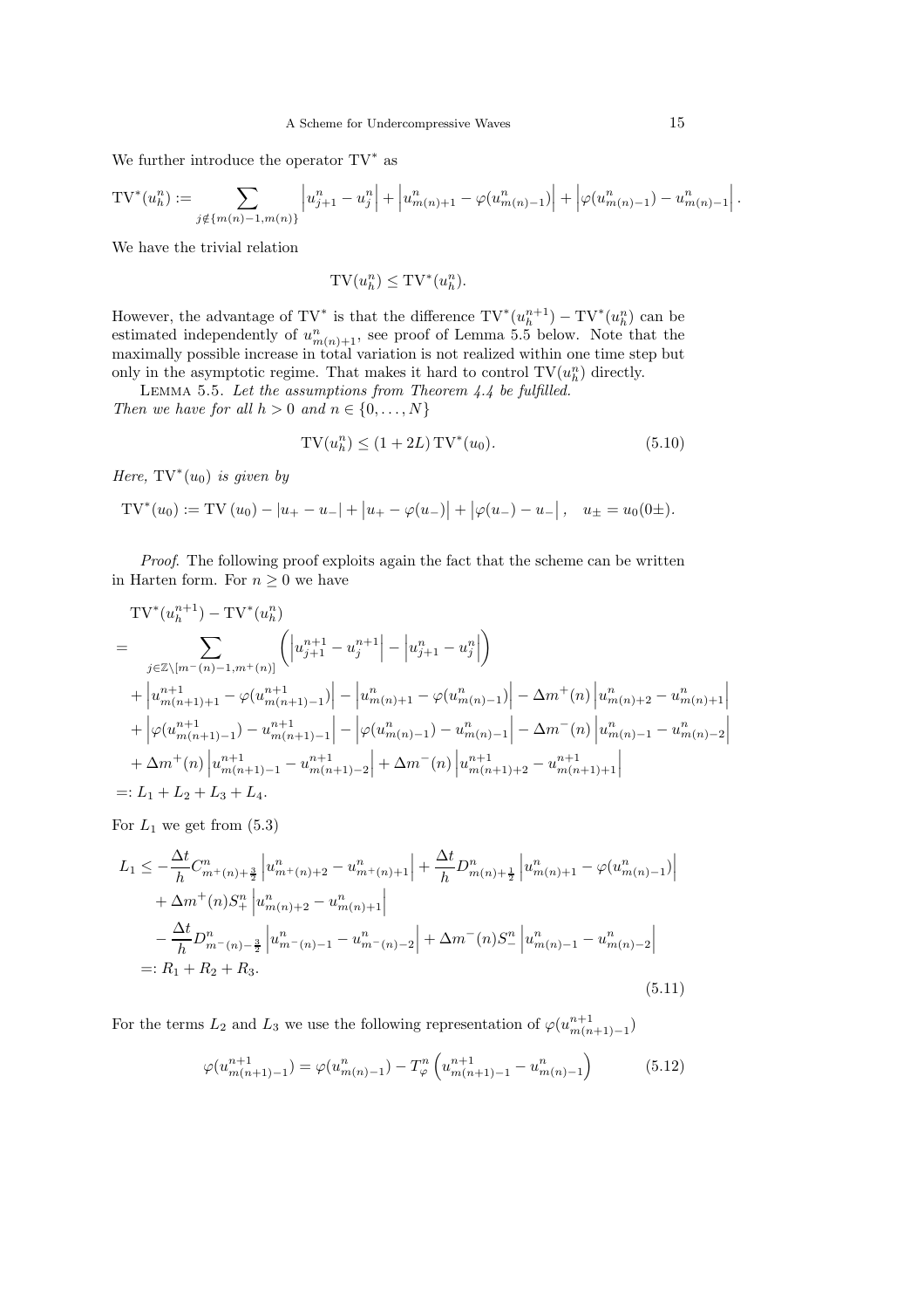We further introduce the operator $\mathrm{TV}^*$ as

$$
\mathrm{TV}^*(u_h^n) := \sum_{j \notin \{m(n)-1, m(n)\}} \left| u_{j+1}^n - u_j^n \right| + \left| u_{m(n)+1}^n - \varphi(u_{m(n)-1}^n) \right| + \left| \varphi(u_{m(n)-1}^n) - u_{m(n)-1}^n \right|.
$$

We have the trivial relation

$$
\mathrm{TV}(u_h^n) \leq \mathrm{TV}^*(u_h^n).
$$

However, the advantage of $\mathrm{TV}^*$ is that the difference $\mathrm{TV}^*(u_h^{n+1}) - \mathrm{TV}^*(u_h^n)$ can be estimated independently of $u_{m(n)+1}^n$, see proof of Lemma 5.5 below. Note that the maximally possible increase in total variation is not realized within one time step but only in the asymptotic regime. That makes it hard to control $\mathrm{TV}(u_h^n)$ directly.

Lemma 5.5. *Let the assumptions from Theorem 4.4 be fulfilled. Then we have for all $h > 0$ and $n \in \{0, \ldots, N\}$*

$$
\mathrm{TV}(u_h^n) \leq (1 + 2L)\, \mathrm{TV}^*(u_0). \tag{5.10}
$$

*Here, $\mathrm{TV}^*(u_0)$ is given by*

$$
\mathrm{TV}^*(u_0) := \mathrm{TV}\,(u_0) - |u_+ - u_-| + \left| u_+ - \varphi(u_-) \right| + \left| \varphi(u_-) - u_- \right|, \quad u_\pm = u_0(0\pm).
$$

*Proof.* The following proof exploits again the fact that the scheme can be written in Harten form. For $n \geq 0$ we have

$$
\begin{aligned}
&\mathrm{TV}^*(u_h^{n+1}) - \mathrm{TV}^*(u_h^n) \\
=& \sum_{j \in \mathbb{Z} \setminus [m^-(n)-1, m^+(n)]} \left( \left| u_{j+1}^{n+1} - u_j^{n+1} \right| - \left| u_{j+1}^n - u_j^n \right| \right) \\
&+ \left| u_{m(n+1)+1}^{n+1} - \varphi(u_{m(n+1)-1}^{n+1}) \right| - \left| u_{m(n)+1}^n - \varphi(u_{m(n)-1}^n) \right| - \Delta m^+(n) \left| u_{m(n)+2}^n - u_{m(n)+1}^n \right| \\
&+ \left| \varphi(u_{m(n+1)-1}^{n+1}) - u_{m(n+1)-1}^{n+1} \right| - \left| \varphi(u_{m(n)-1}^n) - u_{m(n)-1}^n \right| - \Delta m^-(n) \left| u_{m(n)-1}^n - u_{m(n)-2}^n \right| \\
&+ \Delta m^+(n) \left| u_{m(n+1)-1}^{n+1} - u_{m(n+1)-2}^{n+1} \right| + \Delta m^-(n) \left| u_{m(n+1)+2}^{n+1} - u_{m(n+1)+1}^{n+1} \right| \\
=:& L_1 + L_2 + L_3 + L_4.
\end{aligned}
$$

For $L_1$ we get from (5.3)

$$
\begin{aligned}
L_1 \leq& -\frac{\Delta t}{h} C_{m^+(n)+\frac{3}{2}}^n \left| u_{m^+(n)+2}^n - u_{m^+(n)+1}^n \right| + \frac{\Delta t}{h} D_{m(n)+\frac{1}{2}}^n \left| u_{m(n)+1}^n - \varphi(u_{m(n)-1}^n) \right| \\
&+ \Delta m^+(n) S_+^n \left| u_{m(n)+2}^n - u_{m(n)+1}^n \right| \\
&- \frac{\Delta t}{h} D_{m^-(n)-\frac{3}{2}}^n \left| u_{m^-(n)-1}^n - u_{m^-(n)-2}^n \right| + \Delta m^-(n) S_-^n \left| u_{m(n)-1}^n - u_{m(n)-2}^n \right| \\
=:& R_1 + R_2 + R_3.
\end{aligned} \tag{5.11}
$$

For the terms $L_2$ and $L_3$ we use the following representation of $\varphi(u_{m(n+1)-1}^{n+1})$

$$
\varphi(u_{m(n+1)-1}^{n+1}) = \varphi(u_{m(n)-1}^n) - T_\varphi^n \left( u_{m(n+1)-1}^{n+1} - u_{m(n)-1}^n \right) \tag{5.12}
$$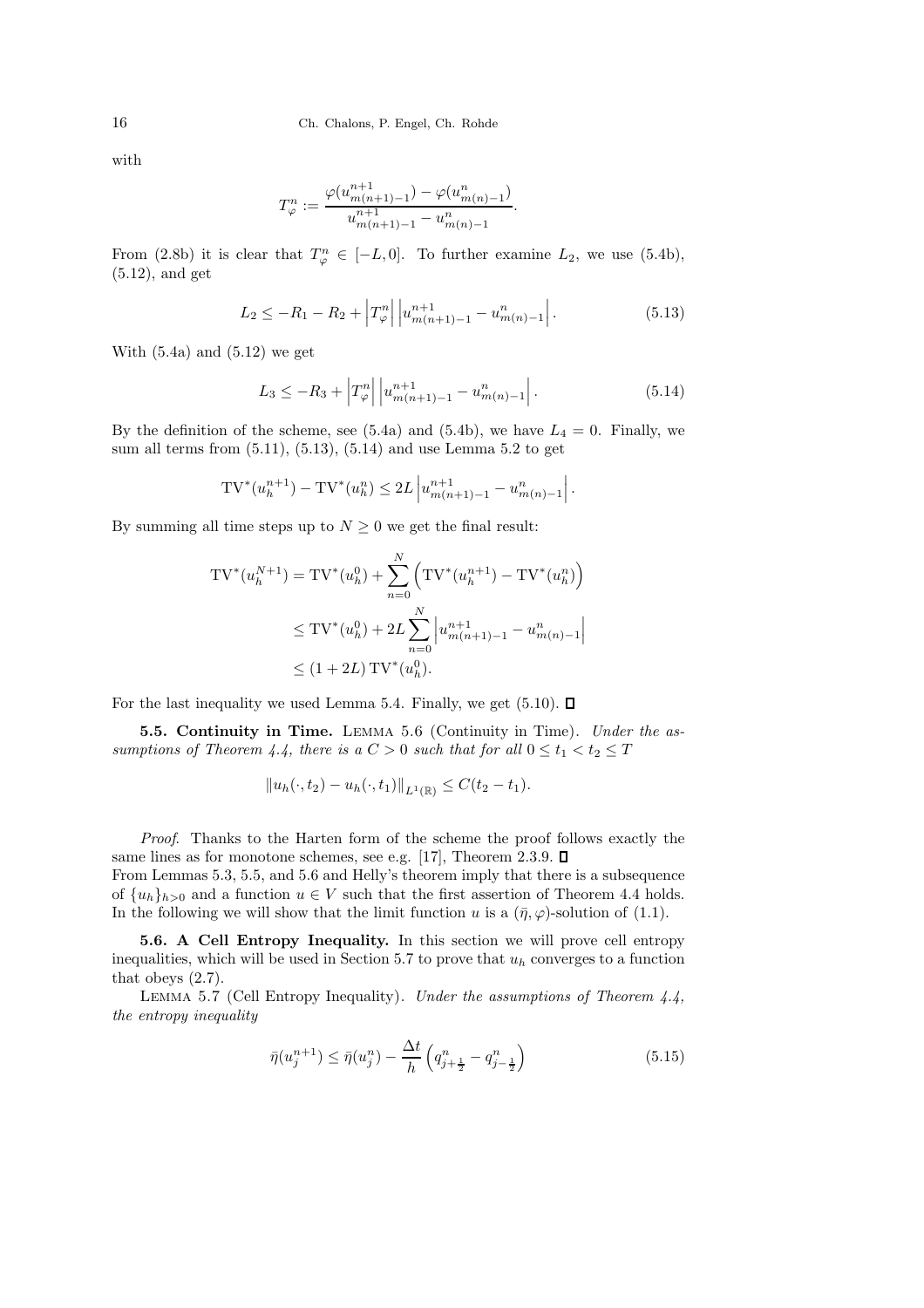with

$$T_{\varphi}^{n} := \frac{\varphi(u_{m(n+1)-1}^{n+1}) - \varphi(u_{m(n)-1}^{n})}{u_{m(n+1)-1}^{n+1} - u_{m(n)-1}^{n}}.$$

From (2.8b) it is clear that $T_{\varphi}^{n} \in [-L, 0]$. To further examine $L_2$, we use (5.4b), (5.12), and get

$$L_2 \leq -R_1 - R_2 + \left|T_{\varphi}^{n}\right| \left|u_{m(n+1)-1}^{n+1} - u_{m(n)-1}^{n}\right|. \tag{5.13}$$

With (5.4a) and (5.12) we get

$$L_3 \leq -R_3 + \left|T_{\varphi}^{n}\right| \left|u_{m(n+1)-1}^{n+1} - u_{m(n)-1}^{n}\right|. \tag{5.14}$$

By the definition of the scheme, see (5.4a) and (5.4b), we have $L_4 = 0$. Finally, we sum all terms from (5.11), (5.13), (5.14) and use Lemma 5.2 to get

$$\mathrm{TV}^{*}(u_h^{n+1}) - \mathrm{TV}^{*}(u_h^{n}) \leq 2L \left|u_{m(n+1)-1}^{n+1} - u_{m(n)-1}^{n}\right|.$$

By summing all time steps up to $N \geq 0$ we get the final result:

$$\begin{aligned}
\mathrm{TV}^{*}(u_h^{N+1}) &= \mathrm{TV}^{*}(u_h^{0}) + \sum_{n=0}^{N}\left(\mathrm{TV}^{*}(u_h^{n+1}) - \mathrm{TV}^{*}(u_h^{n})\right) \\
&\leq \mathrm{TV}^{*}(u_h^{0}) + 2L \sum_{n=0}^{N}\left|u_{m(n+1)-1}^{n+1} - u_{m(n)-1}^{n}\right| \\
&\leq (1 + 2L)\,\mathrm{TV}^{*}(u_h^{0}).
\end{aligned}$$

For the last inequality we used Lemma 5.4. Finally, we get (5.10). ◻

**5.5. Continuity in Time.** Lemma 5.6 (Continuity in Time). *Under the assumptions of Theorem 4.4, there is a $C > 0$ such that for all $0 \leq t_1 < t_2 \leq T$*

$$\|u_h(\cdot, t_2) - u_h(\cdot, t_1)\|_{L^1(\mathbb{R})} \leq C(t_2 - t_1).$$

*Proof.* Thanks to the Harten form of the scheme the proof follows exactly the same lines as for monotone schemes, see e.g. [17], Theorem 2.3.9. ◻

From Lemmas 5.3, 5.5, and 5.6 and Helly's theorem imply that there is a subsequence of $\{u_h\}_{h>0}$ and a function $u \in V$ such that the first assertion of Theorem 4.4 holds. In the following we will show that the limit function $u$ is a $(\bar{\eta}, \varphi)$-solution of (1.1).

**5.6. A Cell Entropy Inequality.** In this section we will prove cell entropy inequalities, which will be used in Section 5.7 to prove that $u_h$ converges to a function that obeys (2.7).

Lemma 5.7 (Cell Entropy Inequality). *Under the assumptions of Theorem 4.4, the entropy inequality*

$$\bar{\eta}(u_j^{n+1}) \leq \bar{\eta}(u_j^{n}) - \frac{\Delta t}{h}\left(q_{j+\frac{1}{2}}^{n} - q_{j-\frac{1}{2}}^{n}\right) \tag{5.15}$$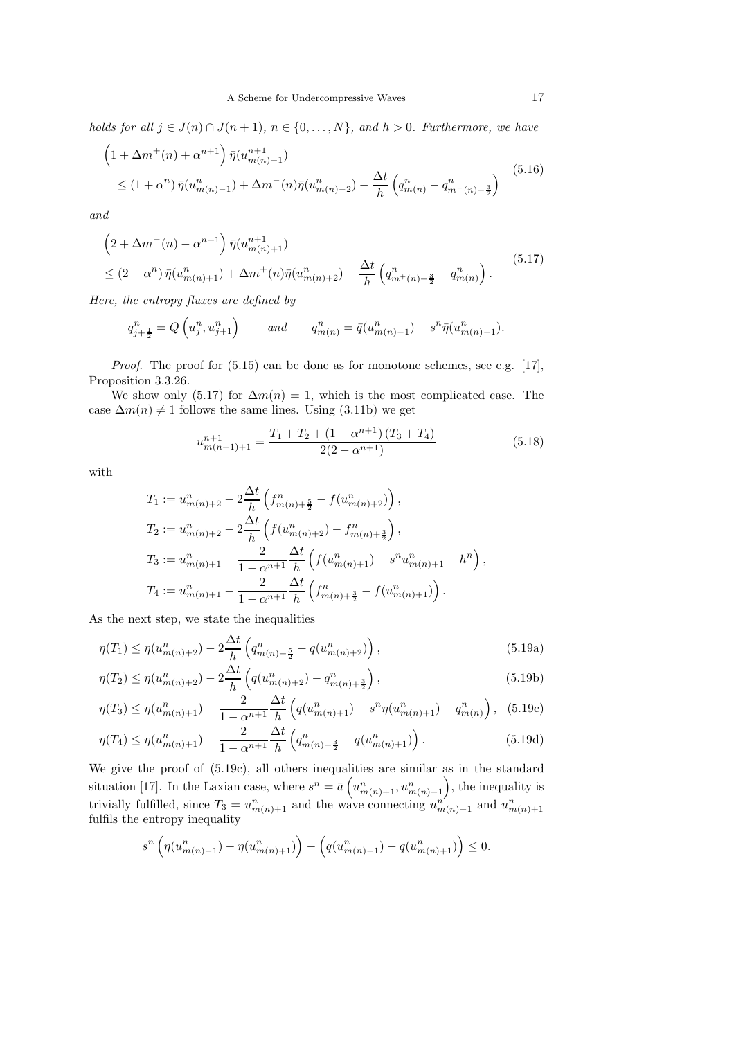*holds for all $j \in J(n) \cap J(n+1)$, $n \in \{0, \ldots, N\}$, and $h > 0$. Furthermore, we have*

$$\begin{aligned}
&\left(1 + \Delta m^+(n) + \alpha^{n+1}\right) \bar{\eta}(u^{n+1}_{m(n)-1}) \\
&\quad \leq (1 + \alpha^n)\, \bar{\eta}(u^n_{m(n)-1}) + \Delta m^-(n) \bar{\eta}(u^n_{m(n)-2}) - \frac{\Delta t}{h}\left(q^n_{m(n)} - q^n_{m^-(n)-\frac{3}{2}}\right)
\end{aligned} \tag{5.16}$$

*and*

$$\begin{aligned}
&\left(2 + \Delta m^-(n) - \alpha^{n+1}\right) \bar{\eta}(u^{n+1}_{m(n)+1}) \\
&\leq (2 - \alpha^n)\, \bar{\eta}(u^n_{m(n)+1}) + \Delta m^+(n) \bar{\eta}(u^n_{m(n)+2}) - \frac{\Delta t}{h}\left(q^n_{m^+(n)+\frac{3}{2}} - q^n_{m(n)}\right).
\end{aligned} \tag{5.17}$$

*Here, the entropy fluxes are defined by*

$$q^n_{j+\frac{1}{2}} = Q\left(u^n_j, u^n_{j+1}\right) \qquad \text{and} \qquad q^n_{m(n)} = \bar{q}(u^n_{m(n)-1}) - s^n \bar{\eta}(u^n_{m(n)-1}).$$

*Proof.* The proof for (5.15) can be done as for monotone schemes, see e.g. [17], Proposition 3.3.26.

We show only (5.17) for $\Delta m(n) = 1$, which is the most complicated case. The case $\Delta m(n) \neq 1$ follows the same lines. Using (3.11b) we get

$$u^{n+1}_{m(n+1)+1} = \frac{T_1 + T_2 + (1 - \alpha^{n+1})(T_3 + T_4)}{2(2 - \alpha^{n+1})} \tag{5.18}$$

with

$$\begin{aligned}
T_1 &:= u^n_{m(n)+2} - 2\frac{\Delta t}{h}\left(f^n_{m(n)+\frac{5}{2}} - f(u^n_{m(n)+2})\right), \\
T_2 &:= u^n_{m(n)+2} - 2\frac{\Delta t}{h}\left(f(u^n_{m(n)+2}) - f^n_{m(n)+\frac{3}{2}}\right), \\
T_3 &:= u^n_{m(n)+1} - \frac{2}{1 - \alpha^{n+1}}\frac{\Delta t}{h}\left(f(u^n_{m(n)+1}) - s^n u^n_{m(n)+1} - h^n\right), \\
T_4 &:= u^n_{m(n)+1} - \frac{2}{1 - \alpha^{n+1}}\frac{\Delta t}{h}\left(f^n_{m(n)+\frac{3}{2}} - f(u^n_{m(n)+1})\right).
\end{aligned}$$

As the next step, we state the inequalities

$$\eta(T_1) \leq \eta(u^n_{m(n)+2}) - 2\frac{\Delta t}{h}\left(q^n_{m(n)+\frac{5}{2}} - q(u^n_{m(n)+2})\right), \tag{5.19a}$$

$$\eta(T_2) \leq \eta(u^n_{m(n)+2}) - 2\frac{\Delta t}{h}\left(q(u^n_{m(n)+2}) - q^n_{m(n)+\frac{3}{2}}\right), \tag{5.19b}$$

$$\eta(T_3) \leq \eta(u^n_{m(n)+1}) - \frac{2}{1 - \alpha^{n+1}}\frac{\Delta t}{h}\left(q(u^n_{m(n)+1}) - s^n \eta(u^n_{m(n)+1}) - q^n_{m(n)}\right), \tag{5.19c}$$

$$\eta(T_4) \leq \eta(u^n_{m(n)+1}) - \frac{2}{1 - \alpha^{n+1}}\frac{\Delta t}{h}\left(q^n_{m(n)+\frac{3}{2}} - q(u^n_{m(n)+1})\right). \tag{5.19d}$$

We give the proof of (5.19c), all others inequalities are similar as in the standard situation [17]. In the Laxian case, where $s^n = \bar{a}\left(u^n_{m(n)+1}, u^n_{m(n)-1}\right)$, the inequality is trivially fulfilled, since $T_3 = u^n_{m(n)+1}$ and the wave connecting $u^n_{m(n)-1}$ and $u^n_{m(n)+1}$ fulfils the entropy inequality

$$s^n\left(\eta(u^n_{m(n)-1}) - \eta(u^n_{m(n)+1})\right) - \left(q(u^n_{m(n)-1}) - q(u^n_{m(n)+1})\right) \leq 0.$$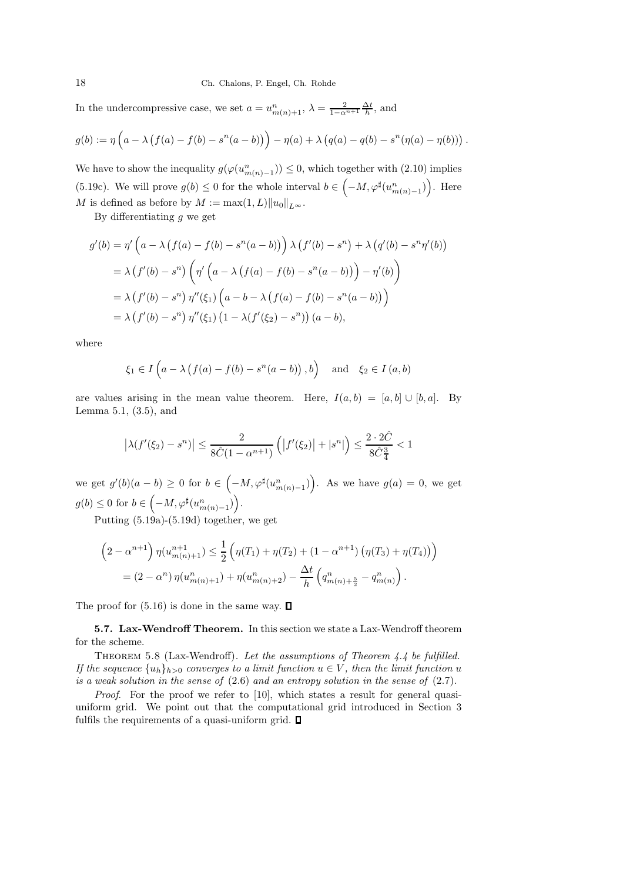In the undercompressive case, we set $a = u^n_{m(n)+1}$, $\lambda = \frac{2}{1-\alpha^{n+1}} \frac{\Delta t}{h}$, and

$$g(b) := \eta\left(a - \lambda\left(f(a) - f(b) - s^n(a-b)\right)\right) - \eta(a) + \lambda\left(q(a) - q(b) - s^n(\eta(a) - \eta(b))\right).$$

We have to show the inequality $g(\varphi(u^n_{m(n)-1})) \leq 0$, which together with (2.10) implies (5.19c). We will prove $g(b) \leq 0$ for the whole interval $b \in \left(-M, \varphi^\sharp(u^n_{m(n)-1})\right)$. Here $M$ is defined as before by $M := \max(1, L)\|u_0\|_{L^\infty}$.

By differentiating $g$ we get

$$\begin{aligned}
g'(b) &= \eta'\left(a - \lambda\left(f(a) - f(b) - s^n(a-b)\right)\right)\lambda\left(f'(b) - s^n\right) + \lambda\left(q'(b) - s^n\eta'(b)\right) \\
&= \lambda\left(f'(b) - s^n\right)\left(\eta'\left(a - \lambda\left(f(a) - f(b) - s^n(a-b)\right)\right) - \eta'(b)\right) \\
&= \lambda\left(f'(b) - s^n\right)\eta''(\xi_1)\left(a - b - \lambda\left(f(a) - f(b) - s^n(a-b)\right)\right) \\
&= \lambda\left(f'(b) - s^n\right)\eta''(\xi_1)\left(1 - \lambda(f'(\xi_2) - s^n)\right)(a-b),
\end{aligned}$$

where

$$\xi_1 \in I\left(a - \lambda\left(f(a) - f(b) - s^n(a-b)\right), b\right) \quad \text{and} \quad \xi_2 \in I(a,b)$$

are values arising in the mean value theorem. Here, $I(a,b) = [a,b] \cup [b,a]$. By Lemma 5.1, (3.5), and

$$\left|\lambda(f'(\xi_2) - s^n)\right| \leq \frac{2}{8\hat{C}(1-\alpha^{n+1})}\left(\left|f'(\xi_2)\right| + |s^n|\right) \leq \frac{2 \cdot 2\hat{C}}{8\hat{C}\frac{3}{4}} < 1$$

we get $g'(b)(a-b) \geq 0$ for $b \in \left(-M, \varphi^\sharp(u^n_{m(n)-1})\right)$. As we have $g(a) = 0$, we get $g(b) \leq 0$ for $b \in \left(-M, \varphi^\sharp(u^n_{m(n)-1})\right)$.

Putting (5.19a)-(5.19d) together, we get

$$\begin{aligned}
\left(2 - \alpha^{n+1}\right)\eta(u^{n+1}_{m(n)+1}) &\leq \frac{1}{2}\left(\eta(T_1) + \eta(T_2) + (1-\alpha^{n+1})\left(\eta(T_3) + \eta(T_4)\right)\right) \\
&= (2-\alpha^n)\,\eta(u^n_{m(n)+1}) + \eta(u^n_{m(n)+2}) - \frac{\Delta t}{h}\left(q^n_{m(n)+\frac{5}{2}} - q^n_{m(n)}\right).
\end{aligned}$$

The proof for (5.16) is done in the same way. ◻

**5.7. Lax-Wendroff Theorem.** In this section we state a Lax-Wendroff theorem for the scheme.

Theorem 5.8 (Lax-Wendroff). *Let the assumptions of Theorem 4.4 be fulfilled. If the sequence $\{u_h\}_{h>0}$ converges to a limit function $u \in V$, then the limit function $u$ is a weak solution in the sense of* (2.6) *and an entropy solution in the sense of* (2.7).

*Proof.* For the proof we refer to [10], which states a result for general quasi-uniform grid. We point out that the computational grid introduced in Section 3 fulfils the requirements of a quasi-uniform grid. ◻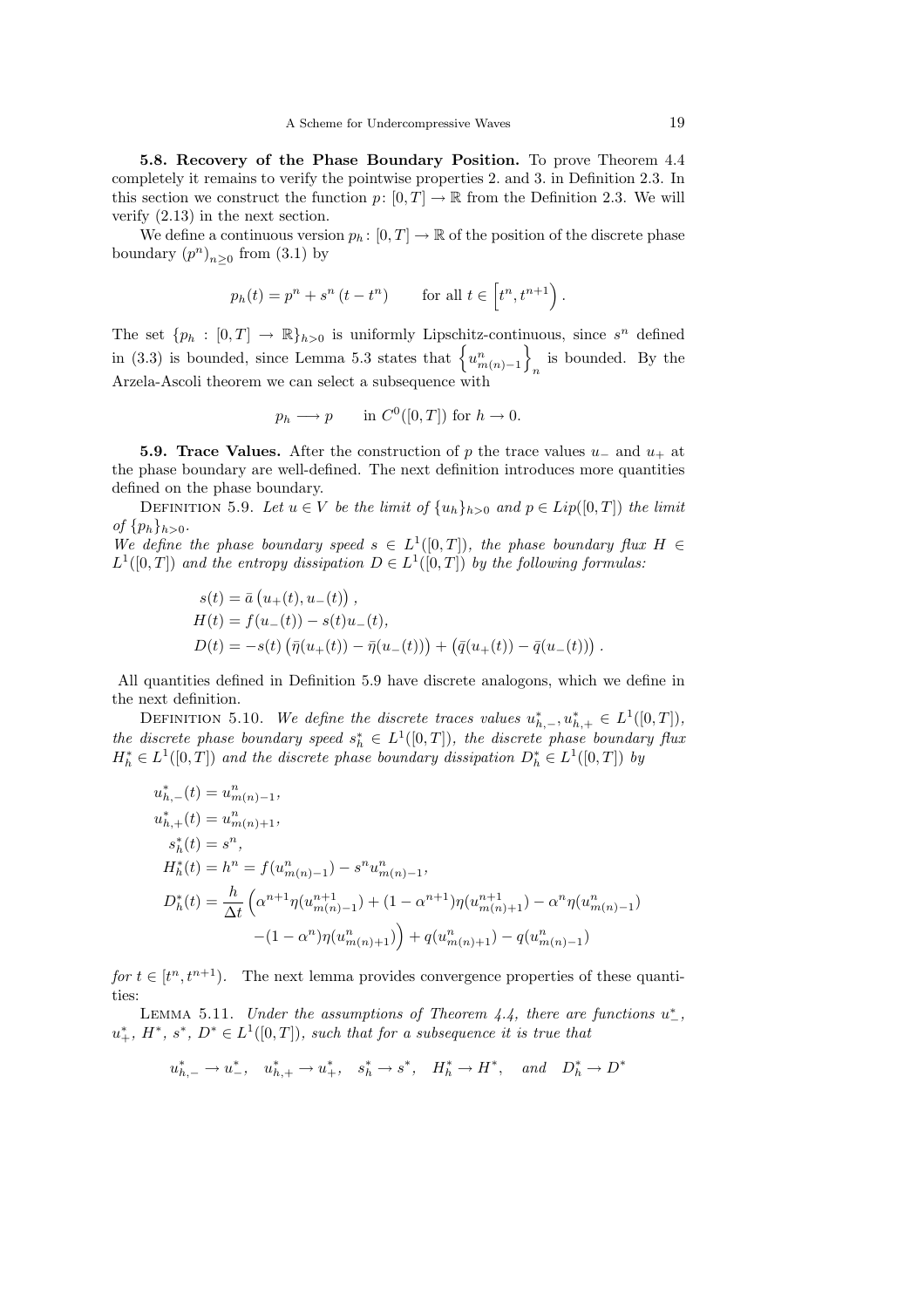**5.8. Recovery of the Phase Boundary Position.** To prove Theorem 4.4 completely it remains to verify the pointwise properties 2. and 3. in Definition 2.3. In this section we construct the function $p\colon [0,T] \to \mathbb{R}$ from the Definition 2.3. We will verify (2.13) in the next section.

We define a continuous version $p_h\colon [0,T] \to \mathbb{R}$ of the position of the discrete phase boundary $(p^n)_{n\geq 0}$ from (3.1) by

$$p_h(t) = p^n + s^n\,(t - t^n) \qquad \text{for all } t \in \left[t^n, t^{n+1}\right).$$

The set $\{p_h : [0,T] \to \mathbb{R}\}_{h>0}$ is uniformly Lipschitz-continuous, since $s^n$ defined in (3.3) is bounded, since Lemma 5.3 states that $\left\{u^n_{m(n)-1}\right\}_n$ is bounded. By the Arzela-Ascoli theorem we can select a subsequence with

$$p_h \longrightarrow p \qquad \text{in } C^0([0,T]) \text{ for } h \to 0.$$

**5.9. Trace Values.** After the construction of $p$ the trace values $u_-$ and $u_+$ at the phase boundary are well-defined. The next definition introduces more quantities defined on the phase boundary.

Definition 5.9. *Let $u \in V$ be the limit of $\{u_h\}_{h>0}$ and $p \in Lip([0,T])$ the limit of $\{p_h\}_{h>0}$.*
*We define the phase boundary speed $s \in L^1([0,T])$, the phase boundary flux $H \in L^1([0,T])$ and the entropy dissipation $D \in L^1([0,T])$ by the following formulas:*

$$\begin{aligned}
s(t) &= \bar{a}\left(u_+(t), u_-(t)\right),\\
H(t) &= f(u_-(t)) - s(t)u_-(t),\\
D(t) &= -s(t)\left(\bar{\eta}(u_+(t)) - \bar{\eta}(u_-(t))\right) + \left(\bar{q}(u_+(t)) - \bar{q}(u_-(t))\right).
\end{aligned}$$

All quantities defined in Definition 5.9 have discrete analogons, which we define in the next definition.

Definition 5.10. *We define the discrete traces values $u^*_{h,-}, u^*_{h,+} \in L^1([0,T])$, the discrete phase boundary speed $s^*_h \in L^1([0,T])$, the discrete phase boundary flux $H^*_h \in L^1([0,T])$ and the discrete phase boundary dissipation $D^*_h \in L^1([0,T])$ by*

$$\begin{aligned}
u^*_{h,-}(t) &= u^n_{m(n)-1},\\
u^*_{h,+}(t) &= u^n_{m(n)+1},\\
s^*_h(t) &= s^n,\\
H^*_h(t) &= h^n = f(u^n_{m(n)-1}) - s^n u^n_{m(n)-1},\\
D^*_h(t) &= \frac{h}{\Delta t}\Big(\alpha^{n+1}\eta(u^{n+1}_{m(n)-1}) + (1-\alpha^{n+1})\eta(u^{n+1}_{m(n)+1}) - \alpha^n\eta(u^n_{m(n)-1})\\
&\qquad -(1-\alpha^n)\eta(u^n_{m(n)+1})\Big) + q(u^n_{m(n)+1}) - q(u^n_{m(n)-1})
\end{aligned}$$

*for $t \in [t^n, t^{n+1})$.* The next lemma provides convergence properties of these quantities:

Lemma 5.11. *Under the assumptions of Theorem 4.4, there are functions $u^*_-$, $u^*_+$, $H^*$, $s^*$, $D^* \in L^1([0,T])$, such that for a subsequence it is true that*

$$u^*_{h,-} \to u^*_-, \quad u^*_{h,+} \to u^*_+, \quad s^*_h \to s^*, \quad H^*_h \to H^*, \quad \textit{and} \quad D^*_h \to D^*$$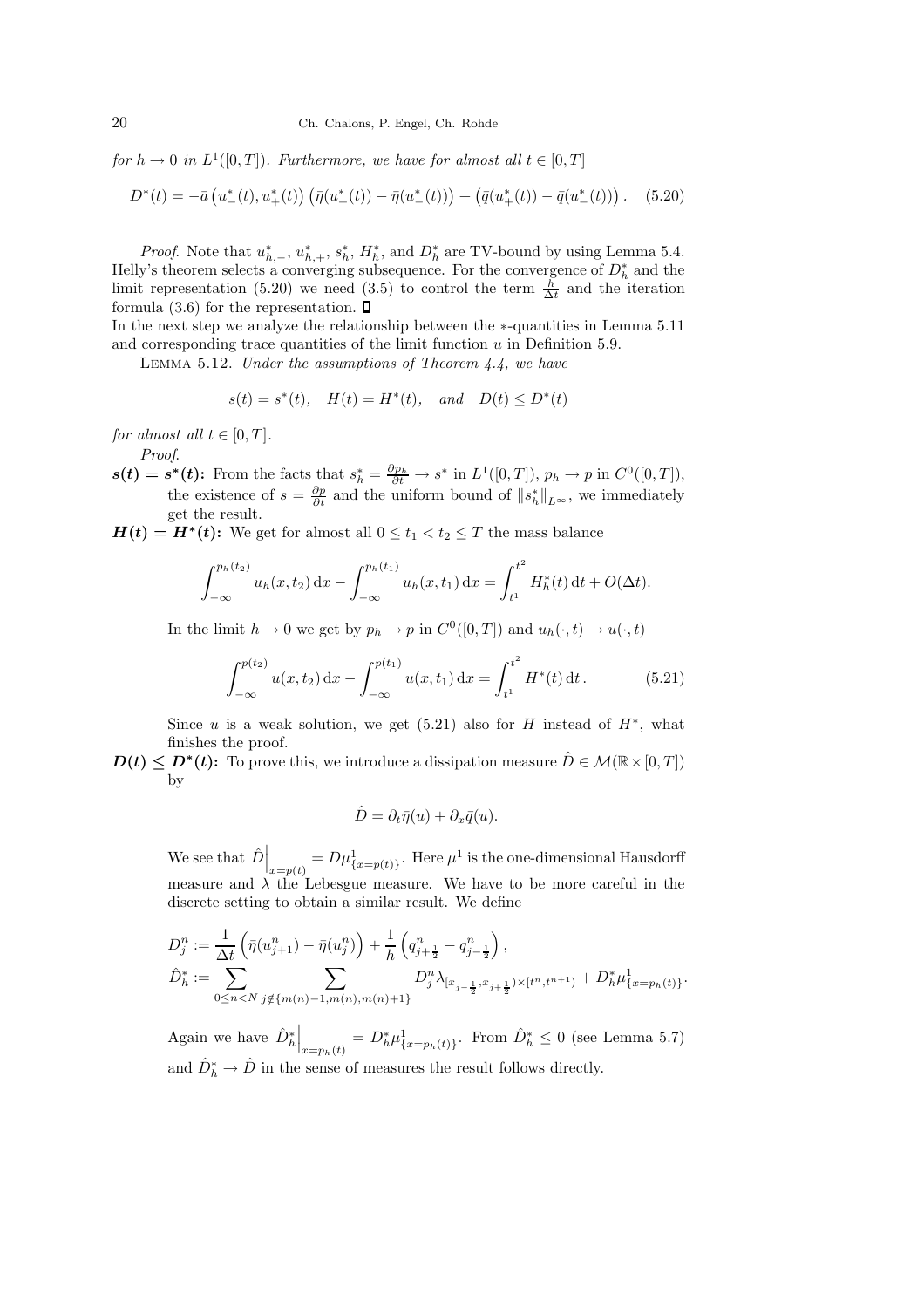*for $h \to 0$ in $L^1([0,T])$. Furthermore, we have for almost all $t \in [0,T]$*

$$D^*(t) = -\bar{a}\left(u_-^*(t), u_+^*(t)\right)\left(\bar{\eta}(u_+^*(t)) - \bar{\eta}(u_-^*(t))\right) + \left(\bar{q}(u_+^*(t)) - \bar{q}(u_-^*(t))\right). \quad (5.20)$$

*Proof.* Note that $u_{h,-}^*$, $u_{h,+}^*$, $s_h^*$, $H_h^*$, and $D_h^*$ are TV-bound by using Lemma 5.4. Helly's theorem selects a converging subsequence. For the convergence of $D_h^*$ and the limit representation (5.20) we need (3.5) to control the term $\frac{h}{\Delta t}$ and the iteration formula (3.6) for the representation. ◻

In the next step we analyze the relationship between the $*$-quantities in Lemma 5.11 and corresponding trace quantities of the limit function $u$ in Definition 5.9.

Lemma 5.12. *Under the assumptions of Theorem 4.4, we have*

$$s(t) = s^*(t), \quad H(t) = H^*(t), \quad \text{and} \quad D(t) \leq D^*(t)$$

*for almost all $t \in [0,T]$.*

*Proof.*

**$s(t) = s^*(t)$:** From the facts that $s_h^* = \frac{\partial p_h}{\partial t} \to s^*$ in $L^1([0,T])$, $p_h \to p$ in $C^0([0,T])$, the existence of $s = \frac{\partial p}{\partial t}$ and the uniform bound of $\|s_h^*\|_{L^\infty}$, we immediately get the result.

**$H(t) = H^*(t)$:** We get for almost all $0 \leq t_1 < t_2 \leq T$ the mass balance

$$\int_{-\infty}^{p_h(t_2)} u_h(x,t_2)\,\mathrm{d}x - \int_{-\infty}^{p_h(t_1)} u_h(x,t_1)\,\mathrm{d}x = \int_{t^1}^{t^2} H_h^*(t)\,\mathrm{d}t + O(\Delta t).$$

In the limit $h \to 0$ we get by $p_h \to p$ in $C^0([0,T])$ and $u_h(\cdot,t) \to u(\cdot,t)$

$$\int_{-\infty}^{p(t_2)} u(x,t_2)\,\mathrm{d}x - \int_{-\infty}^{p(t_1)} u(x,t_1)\,\mathrm{d}x = \int_{t^1}^{t^2} H^*(t)\,\mathrm{d}t\,. \quad (5.21)$$

Since $u$ is a weak solution, we get (5.21) also for $H$ instead of $H^*$, what finishes the proof.

**$D(t) \leq D^*(t)$:** To prove this, we introduce a dissipation measure $\hat{D} \in \mathcal{M}(\mathbb{R} \times [0,T])$ by

$$\hat{D} = \partial_t \bar{\eta}(u) + \partial_x \bar{q}(u).$$

We see that $\hat{D}\Big|_{x=p(t)} = D\mu^1_{\{x=p(t)\}}$. Here $\mu^1$ is the one-dimensional Hausdorff measure and $\lambda$ the Lebesgue measure. We have to be more careful in the discrete setting to obtain a similar result. We define

$$D_j^n := \frac{1}{\Delta t}\left(\bar{\eta}(u_{j+1}^n) - \bar{\eta}(u_j^n)\right) + \frac{1}{h}\left(q_{j+\frac{1}{2}}^n - q_{j-\frac{1}{2}}^n\right),$$
$$\hat{D}_h^* := \sum_{0 \leq n < N} \sum_{j \notin \{m(n)-1, m(n), m(n)+1\}} D_j^n \lambda_{[x_{j-\frac{1}{2}}, x_{j+\frac{1}{2}}) \times [t^n, t^{n+1})} + D_h^* \mu^1_{\{x=p_h(t)\}}.$$

Again we have $\hat{D}_h^*\Big|_{x=p_h(t)} = D_h^* \mu^1_{\{x=p_h(t)\}}$. From $\hat{D}_h^* \leq 0$ (see Lemma 5.7) and $\hat{D}_h^* \to \hat{D}$ in the sense of measures the result follows directly.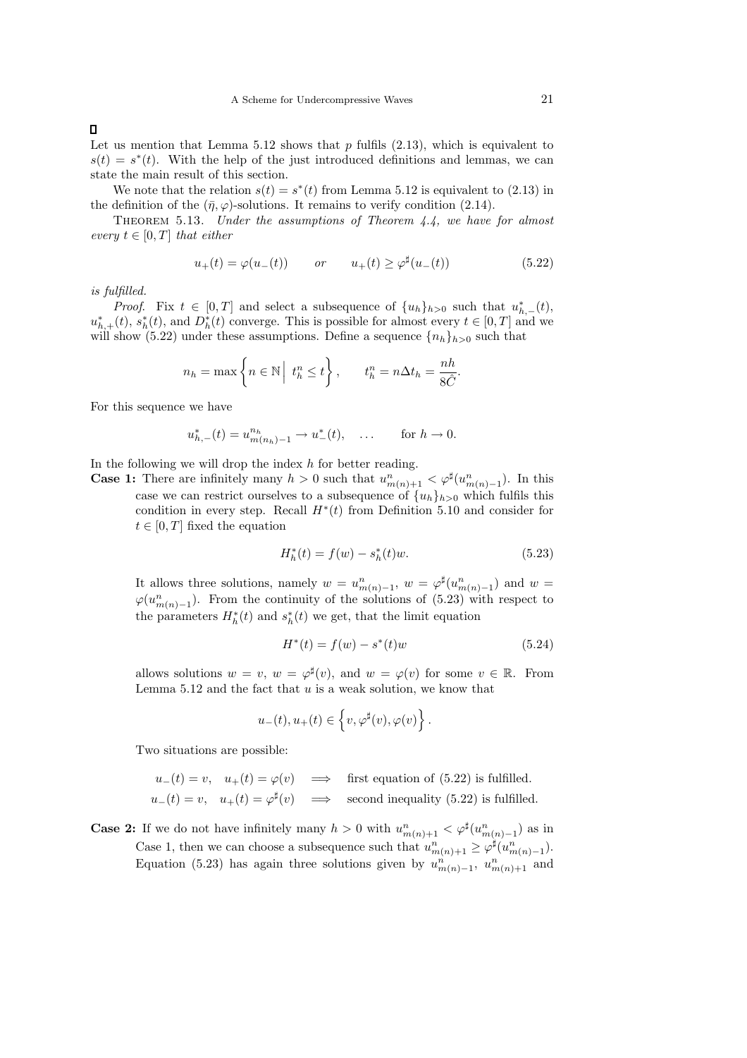□

Let us mention that Lemma 5.12 shows that $p$ fulfils (2.13), which is equivalent to $s(t) = s^*(t)$. With the help of the just introduced definitions and lemmas, we can state the main result of this section.

We note that the relation $s(t) = s^*(t)$ from Lemma 5.12 is equivalent to (2.13) in the definition of the $(\bar{\eta}, \varphi)$-solutions. It remains to verify condition (2.14).

THEOREM 5.13. *Under the assumptions of Theorem 4.4, we have for almost every $t \in [0, T]$ that either*

$$u_+(t) = \varphi(u_-(t)) \qquad or \qquad u_+(t) \geq \varphi^\sharp(u_-(t)) \tag{5.22}$$

*is fulfilled.*

*Proof.* Fix $t \in [0, T]$ and select a subsequence of $\{u_h\}_{h>0}$ such that $u^*_{h,-}(t)$, $u^*_{h,+}(t)$, $s^*_h(t)$, and $D^*_h(t)$ converge. This is possible for almost every $t \in [0, T]$ and we will show (5.22) under these assumptions. Define a sequence $\{n_h\}_{h>0}$ such that

$$n_h = \max\left\{ n \in \mathbb{N} \,\Big|\, t^n_h \leq t \right\}, \qquad t^n_h = n\Delta t_h = \frac{nh}{8\hat{C}}.$$

For this sequence we have

$$u^*_{h,-}(t) = u^{n_h}_{m(n_h)-1} \to u^*_-(t), \quad \ldots \qquad \text{for } h \to 0.$$

In the following we will drop the index $h$ for better reading.

**Case 1:** There are infinitely many $h > 0$ such that $u^n_{m(n)+1} < \varphi^\sharp(u^n_{m(n)-1})$. In this case we can restrict ourselves to a subsequence of $\{u_h\}_{h>0}$ which fulfils this condition in every step. Recall $H^*(t)$ from Definition 5.10 and consider for $t \in [0, T]$ fixed the equation

$$H^*_h(t) = f(w) - s^*_h(t)w. \tag{5.23}$$

It allows three solutions, namely $w = u^n_{m(n)-1}$, $w = \varphi^\sharp(u^n_{m(n)-1})$ and $w = \varphi(u^n_{m(n)-1})$. From the continuity of the solutions of (5.23) with respect to the parameters $H^*_h(t)$ and $s^*_h(t)$ we get, that the limit equation

$$H^*(t) = f(w) - s^*(t)w \tag{5.24}$$

allows solutions $w = v$, $w = \varphi^\sharp(v)$, and $w = \varphi(v)$ for some $v \in \mathbb{R}$. From Lemma 5.12 and the fact that $u$ is a weak solution, we know that

$$u_-(t), u_+(t) \in \left\{ v, \varphi^\sharp(v), \varphi(v) \right\}.$$

Two situations are possible:

$$\begin{aligned}
u_-(t) = v, \quad u_+(t) = \varphi(v) \quad &\Longrightarrow \quad \text{first equation of (5.22) is fulfilled.} \\
u_-(t) = v, \quad u_+(t) = \varphi^\sharp(v) \quad &\Longrightarrow \quad \text{second inequality (5.22) is fulfilled.}
\end{aligned}$$

**Case 2:** If we do not have infinitely many $h > 0$ with $u^n_{m(n)+1} < \varphi^\sharp(u^n_{m(n)-1})$ as in Case 1, then we can choose a subsequence such that $u^n_{m(n)+1} \geq \varphi^\sharp(u^n_{m(n)-1})$. Equation (5.23) has again three solutions given by $u^n_{m(n)-1}$, $u^n_{m(n)+1}$ and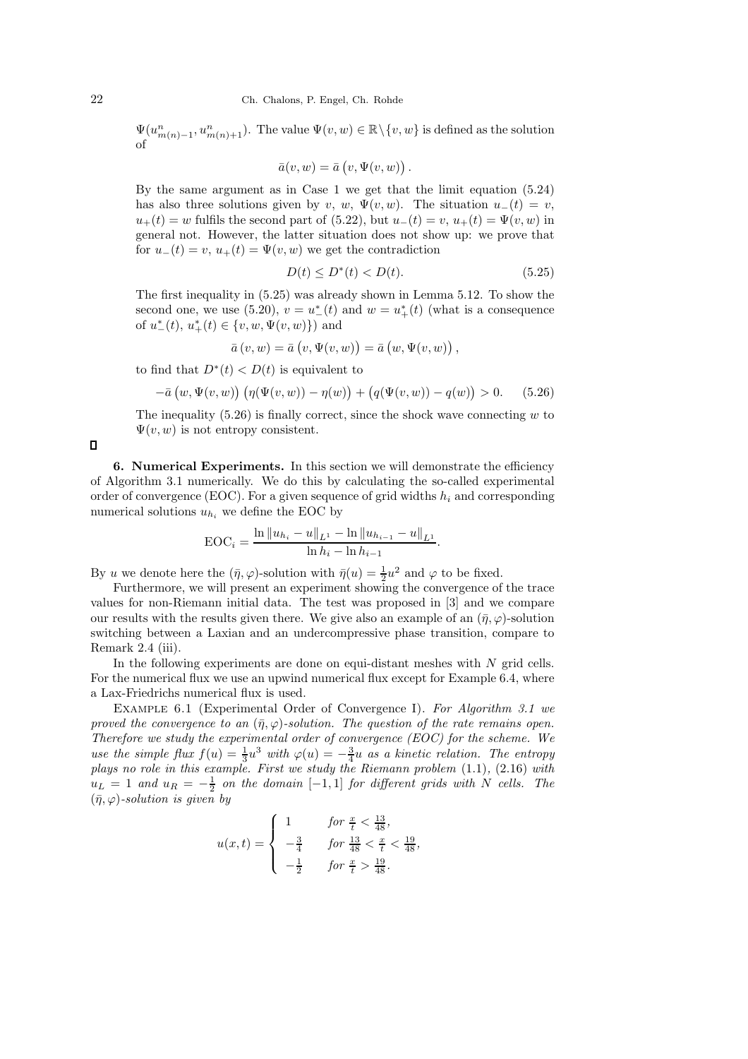$\Psi(u^n_{m(n)-1}, u^n_{m(n)+1})$. The value $\Psi(v,w) \in \mathbb{R}\backslash\{v,w\}$ is defined as the solution of

$$\bar{a}(v,w) = \bar{a}\left(v, \Psi(v,w)\right).$$

By the same argument as in Case 1 we get that the limit equation (5.24) has also three solutions given by $v$, $w$, $\Psi(v,w)$. The situation $u_-(t) = v$, $u_+(t) = w$ fulfils the second part of (5.22), but $u_-(t) = v$, $u_+(t) = \Psi(v,w)$ in general not. However, the latter situation does not show up: we prove that for $u_-(t) = v$, $u_+(t) = \Psi(v,w)$ we get the contradiction

$$D(t) \leq D^*(t) < D(t). \tag{5.25}$$

The first inequality in (5.25) was already shown in Lemma 5.12. To show the second one, we use (5.20), $v = u^*_-(t)$ and $w = u^*_+(t)$ (what is a consequence of $u^*_-(t)$, $u^*_+(t) \in \{v, w, \Psi(v,w)\}$) and

$$\bar{a}\left(v,w\right) = \bar{a}\left(v, \Psi(v,w)\right) = \bar{a}\left(w, \Psi(v,w)\right),$$

to find that $D^*(t) < D(t)$ is equivalent to

$$-\bar{a}\left(w, \Psi(v,w)\right)\left(\eta(\Psi(v,w)) - \eta(w)\right) + \left(q(\Psi(v,w)) - q(w)\right) > 0. \tag{5.26}$$

The inequality (5.26) is finally correct, since the shock wave connecting $w$ to $\Psi(v,w)$ is not entropy consistent.

$\square$

## 6. Numerical Experiments.

In this section we will demonstrate the efficiency of Algorithm 3.1 numerically. We do this by calculating the so-called experimental order of convergence (EOC). For a given sequence of grid widths $h_i$ and corresponding numerical solutions $u_{h_i}$ we define the EOC by

$$\mathrm{EOC}_i = \frac{\ln \|u_{h_i} - u\|_{L^1} - \ln \|u_{h_{i-1}} - u\|_{L^1}}{\ln h_i - \ln h_{i-1}}.$$

By $u$ we denote here the $(\bar{\eta}, \varphi)$-solution with $\bar{\eta}(u) = \frac{1}{2}u^2$ and $\varphi$ to be fixed.

Furthermore, we will present an experiment showing the convergence of the trace values for non-Riemann initial data. The test was proposed in [3] and we compare our results with the results given there. We give also an example of an $(\bar{\eta}, \varphi)$-solution switching between a Laxian and an undercompressive phase transition, compare to Remark 2.4 (iii).

In the following experiments are done on equi-distant meshes with $N$ grid cells. For the numerical flux we use an upwind numerical flux except for Example 6.4, where a Lax-Friedrichs numerical flux is used.

Example 6.1 (Experimental Order of Convergence I). *For Algorithm 3.1 we proved the convergence to an $(\bar{\eta}, \varphi)$-solution. The question of the rate remains open. Therefore we study the experimental order of convergence (EOC) for the scheme. We use the simple flux $f(u) = \frac{1}{3}u^3$ with $\varphi(u) = -\frac{3}{4}u$ as a kinetic relation. The entropy plays no role in this example. First we study the Riemann problem* (1.1), (2.16) *with $u_L = 1$ and $u_R = -\frac{1}{2}$ on the domain $[-1,1]$ for different grids with $N$ cells. The $(\bar{\eta}, \varphi)$-solution is given by*

$$u(x,t) = \begin{cases} 1 & \text{for } \frac{x}{t} < \frac{13}{48}, \\ -\frac{3}{4} & \text{for } \frac{13}{48} < \frac{x}{t} < \frac{19}{48}, \\ -\frac{1}{2} & \text{for } \frac{x}{t} > \frac{19}{48}. \end{cases}$$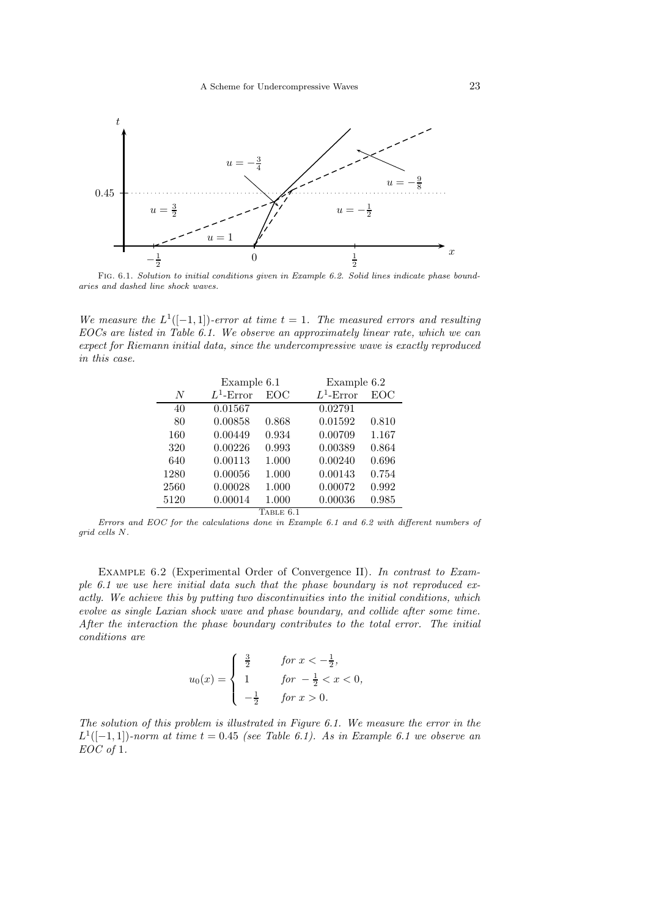FIG. 6.1. *Solution to initial conditions given in Example 6.2. Solid lines indicate phase boundaries and dashed line shock waves.*

*We measure the $L^1([-1,1])$-error at time $t = 1$. The measured errors and resulting EOCs are listed in Table 6.1. We observe an approximately linear rate, which we can expect for Riemann initial data, since the undercompressive wave is exactly reproduced in this case.*

| | Example 6.1 | | Example 6.2 | |
|---|---|---|---|---|
| $N$ | $L^1$-Error | EOC | $L^1$-Error | EOC |
| 40 | 0.01567 | | 0.02791 | |
| 80 | 0.00858 | 0.868 | 0.01592 | 0.810 |
| 160 | 0.00449 | 0.934 | 0.00709 | 1.167 |
| 320 | 0.00226 | 0.993 | 0.00389 | 0.864 |
| 640 | 0.00113 | 1.000 | 0.00240 | 0.696 |
| 1280 | 0.00056 | 1.000 | 0.00143 | 0.754 |
| 2560 | 0.00028 | 1.000 | 0.00072 | 0.992 |
| 5120 | 0.00014 | 1.000 | 0.00036 | 0.985 |

TABLE 6.1

*Errors and EOC for the calculations done in Example 6.1 and 6.2 with different numbers of grid cells $N$.*

EXAMPLE 6.2 (Experimental Order of Convergence II). *In contrast to Example 6.1 we use here initial data such that the phase boundary is not reproduced exactly. We achieve this by putting two discontinuities into the initial conditions, which evolve as single Laxian shock wave and phase boundary, and collide after some time. After the interaction the phase boundary contributes to the total error. The initial conditions are*

$$u_0(x) = \begin{cases} \frac{3}{2} & \text{for } x < -\frac{1}{2}, \\ 1 & \text{for } -\frac{1}{2} < x < 0, \\ -\frac{1}{2} & \text{for } x > 0. \end{cases}$$

*The solution of this problem is illustrated in Figure 6.1. We measure the error in the $L^1([-1,1])$-norm at time $t = 0.45$ (see Table 6.1). As in Example 6.1 we observe an EOC of* 1.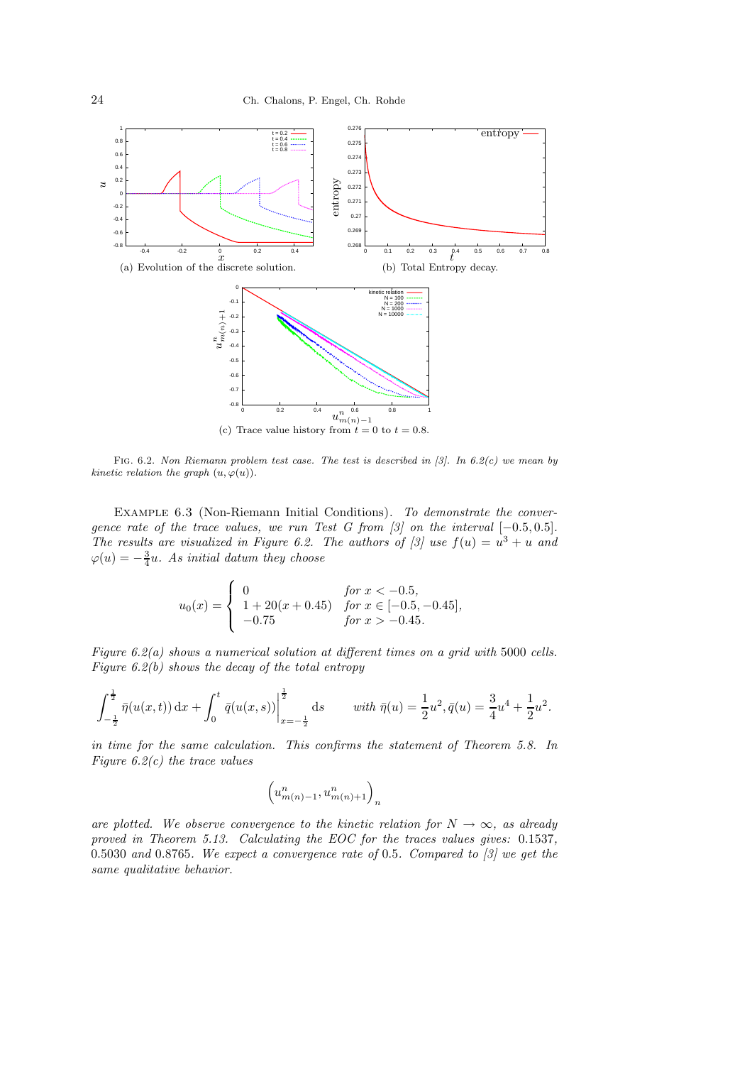(a) Evolution of the discrete solution.

(b) Total Entropy decay.

(c) Trace value history from $t = 0$ to $t = 0.8$.

Fig. 6.2. *Non Riemann problem test case. The test is described in [3]. In 6.2(c) we mean by kinetic relation the graph $(u, \varphi(u))$.*

Example 6.3 (Non-Riemann Initial Conditions). *To demonstrate the convergence rate of the trace values, we run Test G from [3] on the interval $[-0.5, 0.5]$. The results are visualized in Figure 6.2. The authors of [3] use $f(u) = u^3 + u$ and $\varphi(u) = -\frac{3}{4}u$. As initial datum they choose*

$$u_0(x) = \begin{cases} 0 & \text{for } x < -0.5, \\ 1 + 20(x + 0.45) & \text{for } x \in [-0.5, -0.45], \\ -0.75 & \text{for } x > -0.45. \end{cases}$$

*Figure 6.2(a) shows a numerical solution at different times on a grid with 5000 cells. Figure 6.2(b) shows the decay of the total entropy*

$$\int_{-\frac{1}{2}}^{\frac{1}{2}} \bar{\eta}(u(x,t))\,\mathrm{d}x + \int_0^t \bar{q}(u(x,s))\Big|_{x=-\frac{1}{2}}^{\frac{1}{2}}\,\mathrm{d}s \qquad \text{with } \bar{\eta}(u) = \frac{1}{2}u^2, \bar{q}(u) = \frac{3}{4}u^4 + \frac{1}{2}u^2.$$

*in time for the same calculation. This confirms the statement of Theorem 5.8. In Figure 6.2(c) the trace values*

$$\left(u^n_{m(n)-1}, u^n_{m(n)+1}\right)_n$$

*are plotted. We observe convergence to the kinetic relation for $N \to \infty$, as already proved in Theorem 5.13. Calculating the EOC for the traces values gives: 0.1537, 0.5030 and 0.8765. We expect a convergence rate of 0.5. Compared to [3] we get the same qualitative behavior.*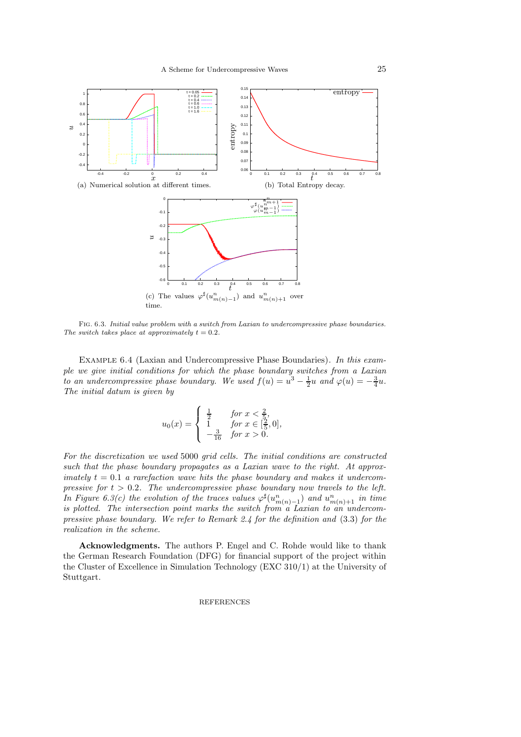(a) Numerical solution at different times.

(b) Total Entropy decay.

(c) The values $\varphi^\sharp(u^n_{m(n)-1})$ and $u^n_{m(n)+1}$ over time.

Fig. 6.3. *Initial value problem with a switch from Laxian to undercompressive phase boundaries. The switch takes place at approximately $t = 0.2$.*

Example 6.4 (Laxian and Undercompressive Phase Boundaries). *In this example we give initial conditions for which the phase boundary switches from a Laxian to an undercompressive phase boundary. We used $f(u) = u^3 - \frac{1}{2}u$ and $\varphi(u) = -\frac{3}{4}u$. The initial datum is given by*

$$u_0(x) = \begin{cases} \frac{1}{2} & \text{for } x < \frac{2}{5}, \\ 1 & \text{for } x \in [\frac{2}{5}, 0], \\ -\frac{3}{16} & \text{for } x > 0. \end{cases}$$

*For the discretization we used 5000 grid cells. The initial conditions are constructed such that the phase boundary propagates as a Laxian wave to the right. At approximately $t = 0.1$ a rarefaction wave hits the phase boundary and makes it undercompressive for $t > 0.2$. The undercompressive phase boundary now travels to the left. In Figure 6.3(c) the evolution of the traces values $\varphi^\sharp(u^n_{m(n)-1})$ and $u^n_{m(n)+1}$ in time is plotted. The intersection point marks the switch from a Laxian to an undercompressive phase boundary. We refer to Remark 2.4 for the definition and (3.3) for the realization in the scheme.*

**Acknowledgments.** The authors P. Engel and C. Rohde would like to thank the German Research Foundation (DFG) for financial support of the project within the Cluster of Excellence in Simulation Technology (EXC 310/1) at the University of Stuttgart.

REFERENCES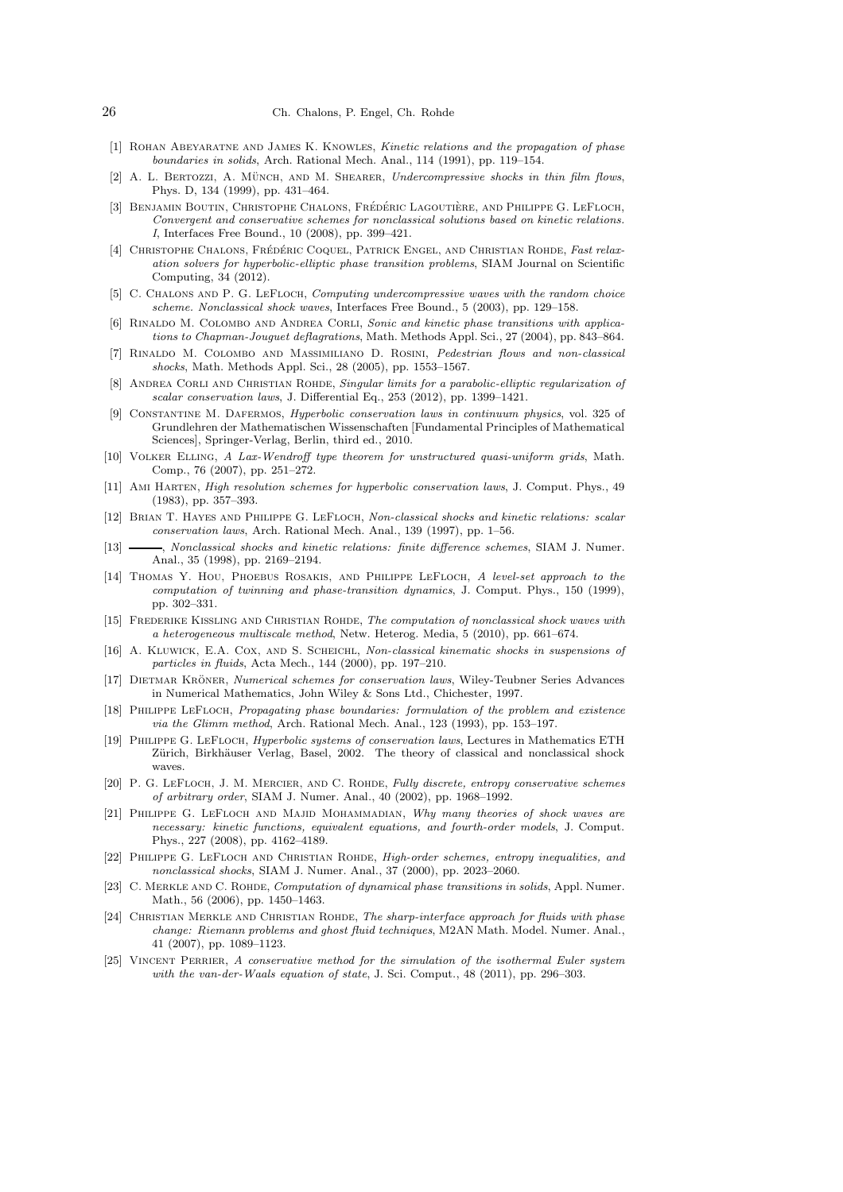[1] Rohan Abeyaratne and James K. Knowles, *Kinetic relations and the propagation of phase boundaries in solids*, Arch. Rational Mech. Anal., 114 (1991), pp. 119–154.

[2] A. L. Bertozzi, A. Münch, and M. Shearer, *Undercompressive shocks in thin film flows*, Phys. D, 134 (1999), pp. 431–464.

[3] Benjamin Boutin, Christophe Chalons, Frédéric Lagoutière, and Philippe G. LeFloch, *Convergent and conservative schemes for nonclassical solutions based on kinetic relations. I*, Interfaces Free Bound., 10 (2008), pp. 399–421.

[4] Christophe Chalons, Frédéric Coquel, Patrick Engel, and Christian Rohde, *Fast relaxation solvers for hyperbolic-elliptic phase transition problems*, SIAM Journal on Scientific Computing, 34 (2012).

[5] C. Chalons and P. G. LeFloch, *Computing undercompressive waves with the random choice scheme. Nonclassical shock waves*, Interfaces Free Bound., 5 (2003), pp. 129–158.

[6] Rinaldo M. Colombo and Andrea Corli, *Sonic and kinetic phase transitions with applications to Chapman-Jouguet deflagrations*, Math. Methods Appl. Sci., 27 (2004), pp. 843–864.

[7] Rinaldo M. Colombo and Massimiliano D. Rosini, *Pedestrian flows and non-classical shocks*, Math. Methods Appl. Sci., 28 (2005), pp. 1553–1567.

[8] Andrea Corli and Christian Rohde, *Singular limits for a parabolic-elliptic regularization of scalar conservation laws*, J. Differential Eq., 253 (2012), pp. 1399–1421.

[9] Constantine M. Dafermos, *Hyperbolic conservation laws in continuum physics*, vol. 325 of Grundlehren der Mathematischen Wissenschaften [Fundamental Principles of Mathematical Sciences], Springer-Verlag, Berlin, third ed., 2010.

[10] Volker Elling, *A Lax-Wendroff type theorem for unstructured quasi-uniform grids*, Math. Comp., 76 (2007), pp. 251–272.

[11] Ami Harten, *High resolution schemes for hyperbolic conservation laws*, J. Comput. Phys., 49 (1983), pp. 357–393.

[12] Brian T. Hayes and Philippe G. LeFloch, *Non-classical shocks and kinetic relations: scalar conservation laws*, Arch. Rational Mech. Anal., 139 (1997), pp. 1–56.

[13] ———, *Nonclassical shocks and kinetic relations: finite difference schemes*, SIAM J. Numer. Anal., 35 (1998), pp. 2169–2194.

[14] Thomas Y. Hou, Phoebus Rosakis, and Philippe LeFloch, *A level-set approach to the computation of twinning and phase-transition dynamics*, J. Comput. Phys., 150 (1999), pp. 302–331.

[15] Frederike Kissling and Christian Rohde, *The computation of nonclassical shock waves with a heterogeneous multiscale method*, Netw. Heterog. Media, 5 (2010), pp. 661–674.

[16] A. Kluwick, E.A. Cox, and S. Scheichl, *Non-classical kinematic shocks in suspensions of particles in fluids*, Acta Mech., 144 (2000), pp. 197–210.

[17] Dietmar Kröner, *Numerical schemes for conservation laws*, Wiley-Teubner Series Advances in Numerical Mathematics, John Wiley & Sons Ltd., Chichester, 1997.

[18] Philippe LeFloch, *Propagating phase boundaries: formulation of the problem and existence via the Glimm method*, Arch. Rational Mech. Anal., 123 (1993), pp. 153–197.

[19] Philippe G. LeFloch, *Hyperbolic systems of conservation laws*, Lectures in Mathematics ETH Zürich, Birkhäuser Verlag, Basel, 2002. The theory of classical and nonclassical shock waves.

[20] P. G. LeFloch, J. M. Mercier, and C. Rohde, *Fully discrete, entropy conservative schemes of arbitrary order*, SIAM J. Numer. Anal., 40 (2002), pp. 1968–1992.

[21] Philippe G. LeFloch and Majid Mohammadian, *Why many theories of shock waves are necessary: kinetic functions, equivalent equations, and fourth-order models*, J. Comput. Phys., 227 (2008), pp. 4162–4189.

[22] Philippe G. LeFloch and Christian Rohde, *High-order schemes, entropy inequalities, and nonclassical shocks*, SIAM J. Numer. Anal., 37 (2000), pp. 2023–2060.

[23] C. Merkle and C. Rohde, *Computation of dynamical phase transitions in solids*, Appl. Numer. Math., 56 (2006), pp. 1450–1463.

[24] Christian Merkle and Christian Rohde, *The sharp-interface approach for fluids with phase change: Riemann problems and ghost fluid techniques*, M2AN Math. Model. Numer. Anal., 41 (2007), pp. 1089–1123.

[25] Vincent Perrier, *A conservative method for the simulation of the isothermal Euler system with the van-der-Waals equation of state*, J. Sci. Comput., 48 (2011), pp. 296–303.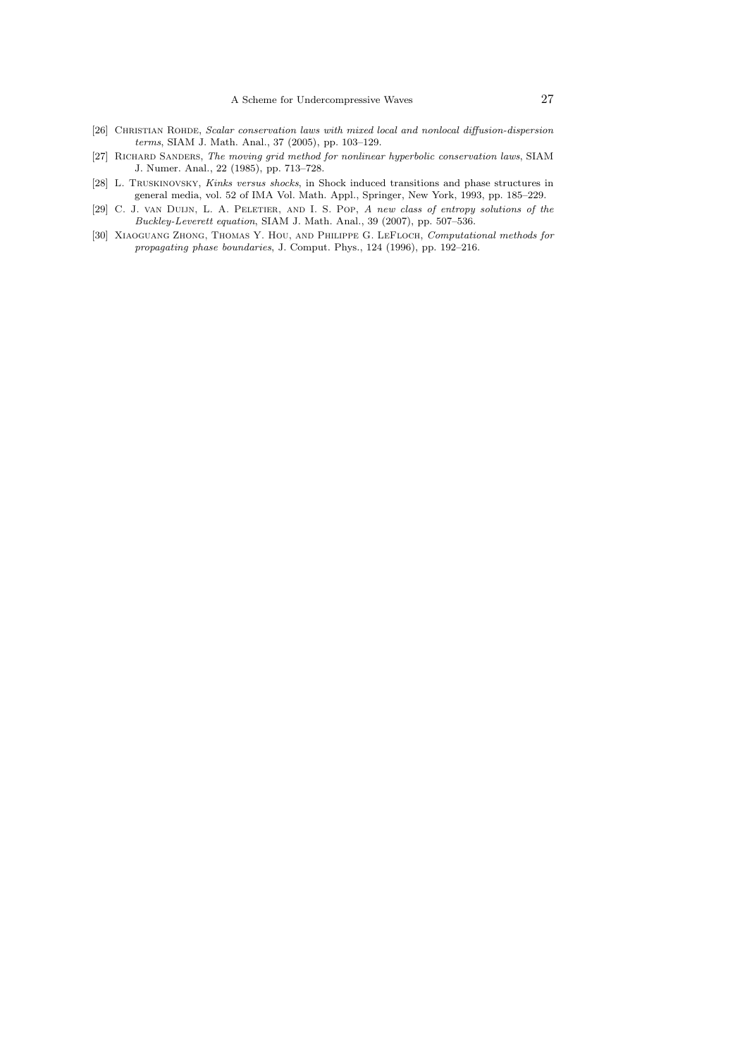[26] Christian Rohde, *Scalar conservation laws with mixed local and nonlocal diffusion-dispersion terms*, SIAM J. Math. Anal., 37 (2005), pp. 103–129.

[27] Richard Sanders, *The moving grid method for nonlinear hyperbolic conservation laws*, SIAM J. Numer. Anal., 22 (1985), pp. 713–728.

[28] L. Truskinovsky, *Kinks versus shocks*, in Shock induced transitions and phase structures in general media, vol. 52 of IMA Vol. Math. Appl., Springer, New York, 1993, pp. 185–229.

[29] C. J. van Duijn, L. A. Peletier, and I. S. Pop, *A new class of entropy solutions of the Buckley-Leverett equation*, SIAM J. Math. Anal., 39 (2007), pp. 507–536.

[30] Xiaoguang Zhong, Thomas Y. Hou, and Philippe G. LeFloch, *Computational methods for propagating phase boundaries*, J. Comput. Phys., 124 (1996), pp. 192–216.